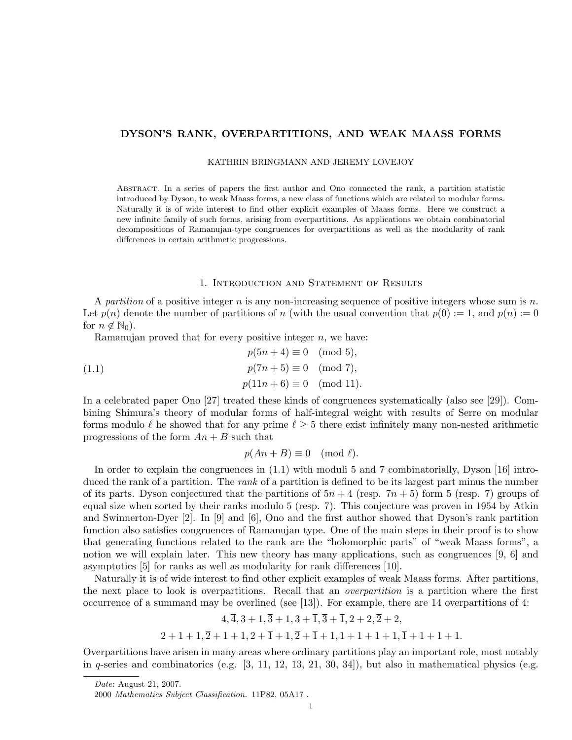# DYSON'S RANK, OVERPARTITIONS, AND WEAK MAASS FORMS

KATHRIN BRINGMANN AND JEREMY LOVEJOY

Abstract. In a series of papers the first author and Ono connected the rank, a partition statistic introduced by Dyson, to weak Maass forms, a new class of functions which are related to modular forms. Naturally it is of wide interest to find other explicit examples of Maass forms. Here we construct a new infinite family of such forms, arising from overpartitions. As applications we obtain combinatorial decompositions of Ramanujan-type congruences for overpartitions as well as the modularity of rank differences in certain arithmetic progressions.

## 1. Introduction and Statement of Results

A *partition* of a positive integer $n$ is any non-increasing sequence of positive integers whose sum is $n$. Let $p(n)$ denote the number of partitions of $n$ (with the usual convention that $p(0) := 1$, and $p(n) := 0$ for $n \notin \mathbb{N}_0$).

Ramanujan proved that for every positive integer $n$, we have:

$$\begin{aligned} p(5n+4) &\equiv 0 \pmod 5, \\ p(7n+5) &\equiv 0 \pmod 7, \\ p(11n+6) &\equiv 0 \pmod{11}. \end{aligned} \tag{1.1}$$

In a celebrated paper Ono [27] treated these kinds of congruences systematically (also see [29]). Combining Shimura's theory of modular forms of half-integral weight with results of Serre on modular forms modulo $\ell$ he showed that for any prime $\ell \geq 5$ there exist infinitely many non-nested arithmetic progressions of the form $An + B$ such that

$$p(An + B) \equiv 0 \pmod \ell.$$

In order to explain the congruences in (1.1) with moduli 5 and 7 combinatorially, Dyson [16] introduced the rank of a partition. The *rank* of a partition is defined to be its largest part minus the number of its parts. Dyson conjectured that the partitions of $5n + 4$ (resp. $7n + 5$) form 5 (resp. 7) groups of equal size when sorted by their ranks modulo 5 (resp. 7). This conjecture was proven in 1954 by Atkin and Swinnerton-Dyer [2]. In [9] and [6], Ono and the first author showed that Dyson's rank partition function also satisfies congruences of Ramanujan type. One of the main steps in their proof is to show that generating functions related to the rank are the "holomorphic parts" of "weak Maass forms", a notion we will explain later. This new theory has many applications, such as congruences [9, 6] and asymptotics [5] for ranks as well as modularity for rank differences [10].

Naturally it is of wide interest to find other explicit examples of weak Maass forms. After partitions, the next place to look is overpartitions. Recall that an *overpartition* is a partition where the first occurrence of a summand may be overlined (see [13]). For example, there are 14 overpartitions of 4:

$$4, \overline{4}, 3+1, \overline{3}+1, 3+\overline{1}, \overline{3}+\overline{1}, 2+2, \overline{2}+2,$$

$$2+1+1, \overline{2}+1+1, 2+\overline{1}+1, \overline{2}+\overline{1}+1, 1+1+1+1, \overline{1}+1+1+1.$$

Overpartitions have arisen in many areas where ordinary partitions play an important role, most notably in $q$-series and combinatorics (e.g. [3, 11, 12, 13, 21, 30, 34]), but also in mathematical physics (e.g.

*Date*: August 21, 2007.

2000 *Mathematics Subject Classification.* 11P82, 05A17 .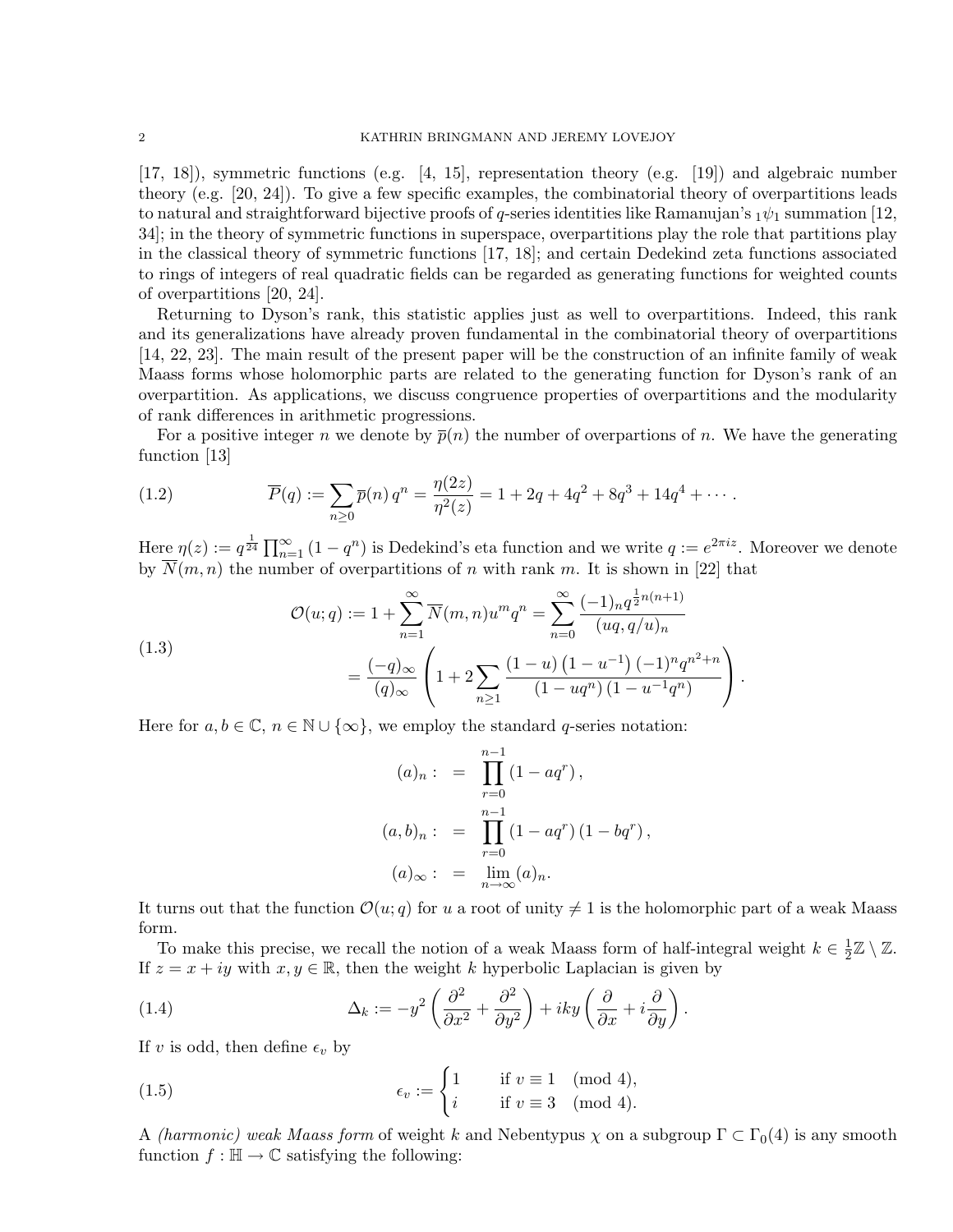[17, 18]), symmetric functions (e.g. [4, 15], representation theory (e.g. [19]) and algebraic number theory (e.g. [20, 24]). To give a few specific examples, the combinatorial theory of overpartitions leads to natural and straightforward bijective proofs of $q$-series identities like Ramanujan's ${}_1\psi_1$ summation [12, 34]; in the theory of symmetric functions in superspace, overpartitions play the role that partitions play in the classical theory of symmetric functions [17, 18]; and certain Dedekind zeta functions associated to rings of integers of real quadratic fields can be regarded as generating functions for weighted counts of overpartitions [20, 24].

Returning to Dyson's rank, this statistic applies just as well to overpartitions. Indeed, this rank and its generalizations have already proven fundamental in the combinatorial theory of overpartitions [14, 22, 23]. The main result of the present paper will be the construction of an infinite family of weak Maass forms whose holomorphic parts are related to the generating function for Dyson's rank of an overpartition. As applications, we discuss congruence properties of overpartitions and the modularity of rank differences in arithmetic progressions.

For a positive integer $n$ we denote by $\overline{p}(n)$ the number of overpartions of $n$. We have the generating function [13]

$$
\overline{P}(q) := \sum_{n\geq 0} \overline{p}(n)\, q^n = \frac{\eta(2z)}{\eta^2(z)} = 1 + 2q + 4q^2 + 8q^3 + 14q^4 + \cdots . \tag{1.2}
$$

Here $\eta(z) := q^{\frac{1}{24}} \prod_{n=1}^{\infty} (1-q^n)$ is Dedekind's eta function and we write $q := e^{2\pi i z}$. Moreover we denote by $\overline{N}(m,n)$ the number of overpartitions of $n$ with rank $m$. It is shown in [22] that

$$
\begin{aligned}
\mathcal{O}(u;q) := 1 + \sum_{n=1}^{\infty} \overline{N}(m,n) u^m q^n &= \sum_{n=0}^{\infty} \frac{(-1)_n q^{\frac{1}{2}n(n+1)}}{(uq, q/u)_n} \\
&= \frac{(-q)_\infty}{(q)_\infty} \left( 1 + 2 \sum_{n\geq 1} \frac{(1-u)\left(1-u^{-1}\right)(-1)^n q^{n^2+n}}{(1-uq^n)\left(1-u^{-1}q^n\right)} \right).
\end{aligned} \tag{1.3}
$$

Here for $a, b \in \mathbb{C}$, $n \in \mathbb{N} \cup \{\infty\}$, we employ the standard $q$-series notation:

$$
\begin{aligned}
(a)_n : &= \prod_{r=0}^{n-1} (1 - aq^r), \\
(a,b)_n : &= \prod_{r=0}^{n-1} (1 - aq^r)(1 - bq^r), \\
(a)_\infty : &= \lim_{n\to\infty} (a)_n.
\end{aligned}
$$

It turns out that the function $\mathcal{O}(u;q)$ for $u$ a root of unity $\neq 1$ is the holomorphic part of a weak Maass form.

To make this precise, we recall the notion of a weak Maass form of half-integral weight $k \in \frac{1}{2}\mathbb{Z} \setminus \mathbb{Z}$. If $z = x + iy$ with $x, y \in \mathbb{R}$, then the weight $k$ hyperbolic Laplacian is given by

$$
\Delta_k := -y^2 \left( \frac{\partial^2}{\partial x^2} + \frac{\partial^2}{\partial y^2} \right) + iky \left( \frac{\partial}{\partial x} + i \frac{\partial}{\partial y} \right). \tag{1.4}
$$

If $v$ is odd, then define $\epsilon_v$ by

$$
\epsilon_v := \begin{cases} 1 & \text{if } v \equiv 1 \pmod 4, \\ i & \text{if } v \equiv 3 \pmod 4. \end{cases} \tag{1.5}
$$

A *(harmonic) weak Maass form* of weight $k$ and Nebentypus $\chi$ on a subgroup $\Gamma \subset \Gamma_0(4)$ is any smooth function $f : \mathbb{H} \to \mathbb{C}$ satisfying the following: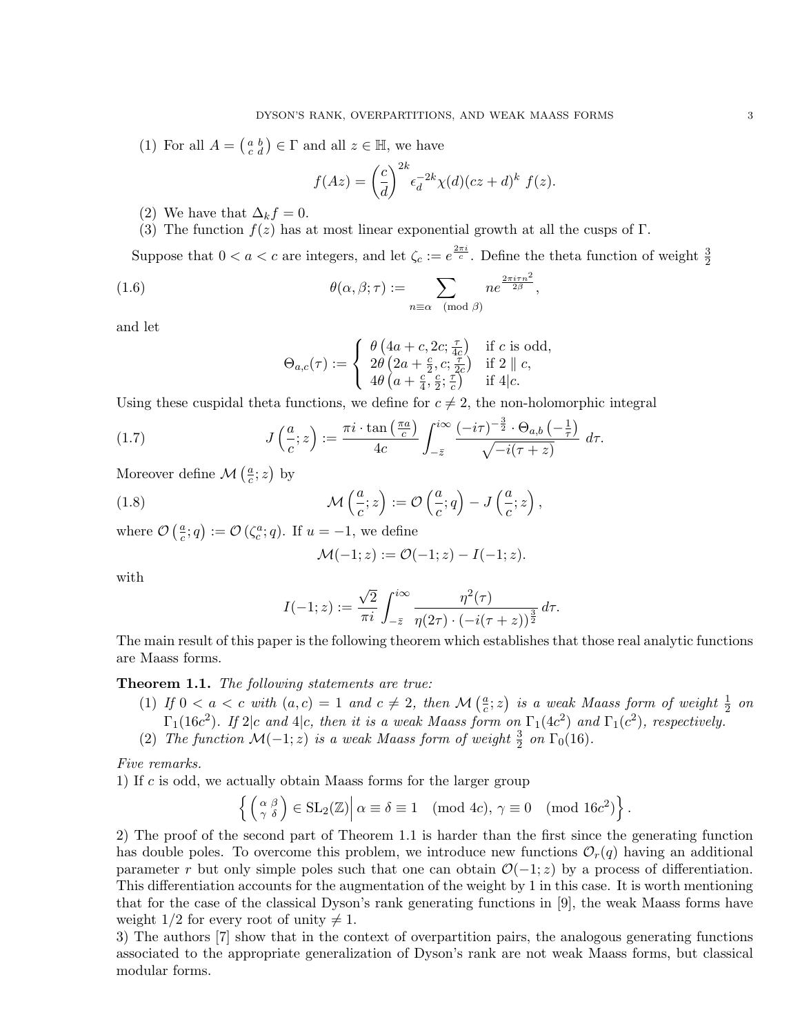(1) For all $A = \left(\begin{smallmatrix} a & b \\ c & d \end{smallmatrix}\right) \in \Gamma$ and all $z \in \mathbb{H}$, we have

$$f(Az) = \left(\frac{c}{d}\right)^{2k} \epsilon_d^{-2k} \chi(d)(cz+d)^k \; f(z).$$

(2) We have that $\Delta_k f = 0$.

(3) The function $f(z)$ has at most linear exponential growth at all the cusps of $\Gamma$.

Suppose that $0 < a < c$ are integers, and let $\zeta_c := e^{\frac{2\pi i}{c}}$. Define the theta function of weight $\frac{3}{2}$

$$\theta(\alpha, \beta; \tau) := \sum_{n \equiv \alpha \pmod \beta} n e^{\frac{2\pi i \tau n^2}{2\beta}}, \tag{1.6}$$

and let

$$\Theta_{a,c}(\tau) := \begin{cases} \theta\left(4a + c, 2c; \frac{\tau}{4c}\right) & \text{if } c \text{ is odd,} \\ 2\theta\left(2a + \frac{c}{2}, c; \frac{\tau}{2c}\right) & \text{if } 2 \parallel c, \\ 4\theta\left(a + \frac{c}{4}, \frac{c}{2}; \frac{\tau}{c}\right) & \text{if } 4|c. \end{cases}$$

Using these cuspidal theta functions, we define for $c \neq 2$, the non-holomorphic integral

$$J\left(\frac{a}{c}; z\right) := \frac{\pi i \cdot \tan\left(\frac{\pi a}{c}\right)}{4c} \int_{-\bar{z}}^{i\infty} \frac{(-i\tau)^{-\frac{3}{2}} \cdot \Theta_{a,b}\left(-\frac{1}{\tau}\right)}{\sqrt{-i(\tau+z)}} \, d\tau. \tag{1.7}$$

Moreover define $\mathcal{M}\left(\frac{a}{c}; z\right)$ by

$$\mathcal{M}\left(\frac{a}{c}; z\right) := \mathcal{O}\left(\frac{a}{c}; q\right) - J\left(\frac{a}{c}; z\right), \tag{1.8}$$

where $\mathcal{O}\left(\frac{a}{c}; q\right) := \mathcal{O}\left(\zeta_c^a; q\right)$. If $u = -1$, we define

$$\mathcal{M}(-1; z) := \mathcal{O}(-1; z) - I(-1; z).$$

with

$$I(-1; z) := \frac{\sqrt{2}}{\pi i} \int_{-\bar{z}}^{i\infty} \frac{\eta^2(\tau)}{\eta(2\tau) \cdot (-i(\tau+z))^{\frac{3}{2}}} \, d\tau.$$

The main result of this paper is the following theorem which establishes that those real analytic functions are Maass forms.

**Theorem 1.1.** *The following statements are true:*

(1) *If $0 < a < c$ with $(a, c) = 1$ and $c \neq 2$, then $\mathcal{M}\left(\frac{a}{c}; z\right)$ is a weak Maass form of weight $\frac{1}{2}$ on $\Gamma_1(16c^2)$. If $2|c$ and $4|c$, then it is a weak Maass form on $\Gamma_1(4c^2)$ and $\Gamma_1(c^2)$, respectively.*

(2) *The function $\mathcal{M}(-1; z)$ is a weak Maass form of weight $\frac{3}{2}$ on $\Gamma_0(16)$.*

*Five remarks.*

1) If $c$ is odd, we actually obtain Maass forms for the larger group

$$\left\{ \left(\begin{smallmatrix} \alpha & \beta \\ \gamma & \delta \end{smallmatrix}\right) \in \mathrm{SL}_2(\mathbb{Z}) \middle| \, \alpha \equiv \delta \equiv 1 \pmod{4c}, \, \gamma \equiv 0 \pmod{16c^2} \right\}.$$

2) The proof of the second part of Theorem 1.1 is harder than the first since the generating function has double poles. To overcome this problem, we introduce new functions $\mathcal{O}_r(q)$ having an additional parameter $r$ but only simple poles such that one can obtain $\mathcal{O}(-1; z)$ by a process of differentiation. This differentiation accounts for the augmentation of the weight by 1 in this case. It is worth mentioning that for the case of the classical Dyson's rank generating functions in [9], the weak Maass forms have weight $1/2$ for every root of unity $\neq 1$.

3) The authors [7] show that in the context of overpartition pairs, the analogous generating functions associated to the appropriate generalization of Dyson's rank are not weak Maass forms, but classical modular forms.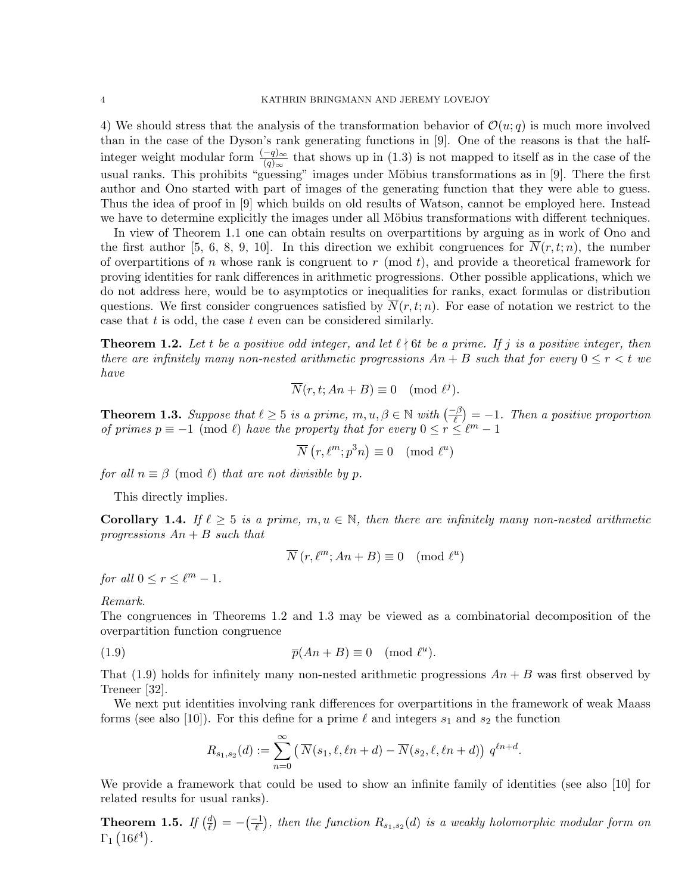4) We should stress that the analysis of the transformation behavior of $\mathcal{O}(u;q)$ is much more involved than in the case of the Dyson's rank generating functions in [9]. One of the reasons is that the half-integer weight modular form $\frac{(-q)_\infty}{(q)_\infty}$ that shows up in (1.3) is not mapped to itself as in the case of the usual ranks. This prohibits "guessing" images under Möbius transformations as in [9]. There the first author and Ono started with part of images of the generating function that they were able to guess. Thus the idea of proof in [9] which builds on old results of Watson, cannot be employed here. Instead we have to determine explicitly the images under all Möbius transformations with different techniques.

In view of Theorem 1.1 one can obtain results on overpartitions by arguing as in work of Ono and the first author [5, 6, 8, 9, 10]. In this direction we exhibit congruences for $\overline{N}(r,t;n)$, the number of overpartitions of $n$ whose rank is congruent to $r \pmod t$, and provide a theoretical framework for proving identities for rank differences in arithmetic progressions. Other possible applications, which we do not address here, would be to asymptotics or inequalities for ranks, exact formulas or distribution questions. We first consider congruences satisfied by $\overline{N}(r,t;n)$. For ease of notation we restrict to the case that $t$ is odd, the case $t$ even can be considered similarly.

**Theorem 1.2.** *Let $t$ be a positive odd integer, and let $\ell \nmid 6t$ be a prime. If $j$ is a positive integer, then there are infinitely many non-nested arithmetic progressions $An + B$ such that for every $0 \leq r < t$ we have*

$$\overline{N}(r,t;An+B) \equiv 0 \pmod{\ell^j}.$$

**Theorem 1.3.** *Suppose that $\ell \geq 5$ is a prime, $m, u, \beta \in \mathbb{N}$ with $\left(\frac{-\beta}{\ell}\right) = -1$. Then a positive proportion of primes $p \equiv -1 \pmod \ell$ have the property that for every $0 \leq r \leq \ell^m - 1$*

$$\overline{N}\left(r, \ell^m; p^3 n\right) \equiv 0 \pmod{\ell^u}$$

*for all $n \equiv \beta \pmod \ell$ that are not divisible by $p$.*

This directly implies.

**Corollary 1.4.** *If $\ell \geq 5$ is a prime, $m, u \in \mathbb{N}$, then there are infinitely many non-nested arithmetic progressions $An + B$ such that*

$$\overline{N}\left(r, \ell^m; An+B\right) \equiv 0 \pmod{\ell^u}$$

*for all $0 \leq r \leq \ell^m - 1$.*

*Remark.*
The congruences in Theorems 1.2 and 1.3 may be viewed as a combinatorial decomposition of the overpartition function congruence

$$\overline{p}(An+B) \equiv 0 \pmod{\ell^u}. \tag{1.9}$$

That (1.9) holds for infinitely many non-nested arithmetic progressions $An + B$ was first observed by Treneer [32].

We next put identities involving rank differences for overpartitions in the framework of weak Maass forms (see also [10]). For this define for a prime $\ell$ and integers $s_1$ and $s_2$ the function

$$R_{s_1,s_2}(d) := \sum_{n=0}^{\infty} \left( \overline{N}(s_1, \ell, \ell n + d) - \overline{N}(s_2, \ell, \ell n + d) \right) q^{\ell n + d}.$$

We provide a framework that could be used to show an infinite family of identities (see also [10] for related results for usual ranks).

**Theorem 1.5.** *If $\left(\frac{d}{\ell}\right) = -\left(\frac{-1}{\ell}\right)$, then the function $R_{s_1,s_2}(d)$ is a weakly holomorphic modular form on $\Gamma_1\left(16\ell^4\right)$.*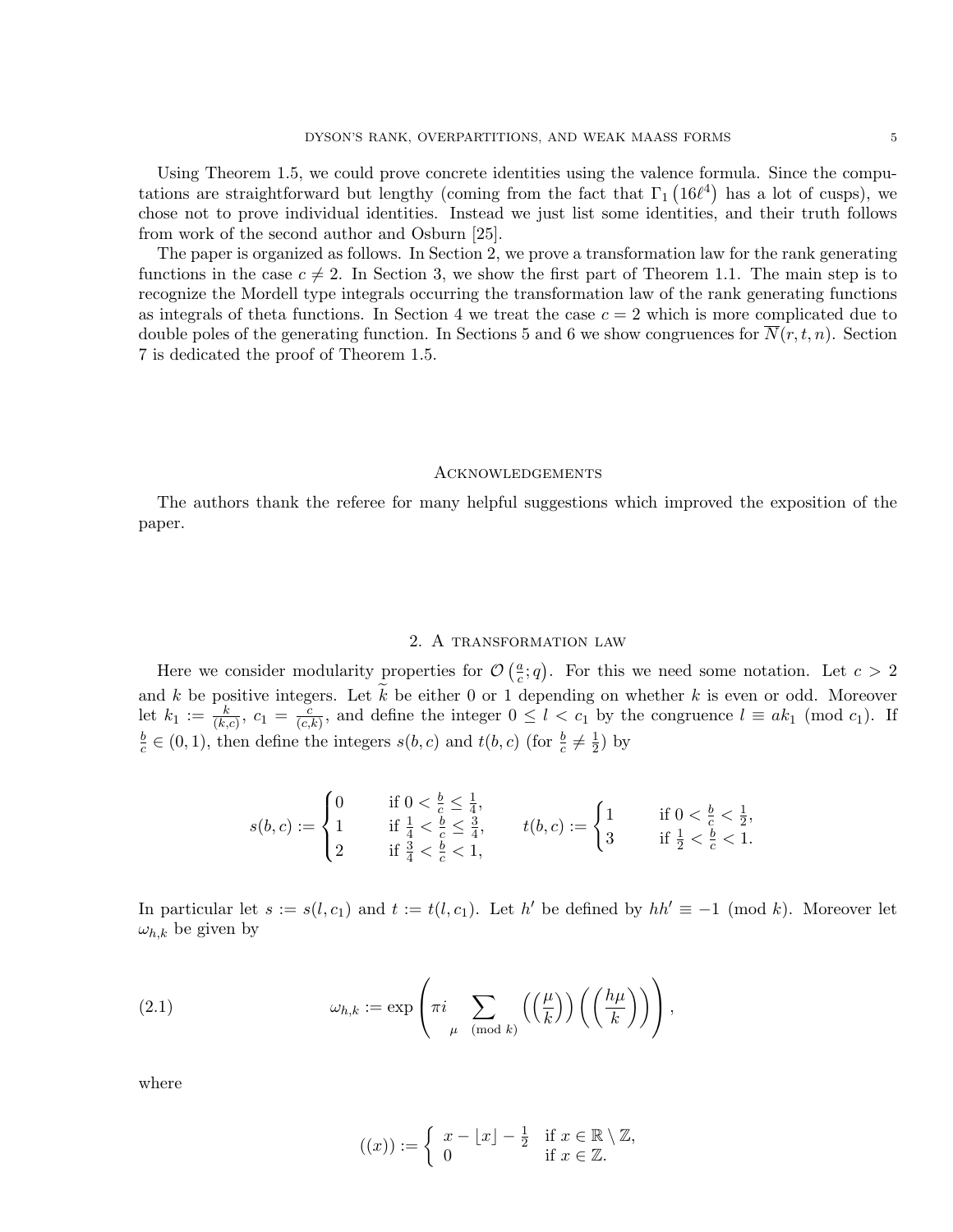Using Theorem 1.5, we could prove concrete identities using the valence formula. Since the computations are straightforward but lengthy (coming from the fact that $\Gamma_1\left(16\ell^4\right)$ has a lot of cusps), we chose not to prove individual identities. Instead we just list some identities, and their truth follows from work of the second author and Osburn [25].

The paper is organized as follows. In Section 2, we prove a transformation law for the rank generating functions in the case $c \neq 2$. In Section 3, we show the first part of Theorem 1.1. The main step is to recognize the Mordell type integrals occurring the transformation law of the rank generating functions as integrals of theta functions. In Section 4 we treat the case $c = 2$ which is more complicated due to double poles of the generating function. In Sections 5 and 6 we show congruences for $\overline{N}(r, t, n)$. Section 7 is dedicated the proof of Theorem 1.5.

## Acknowledgements

The authors thank the referee for many helpful suggestions which improved the exposition of the paper.

## 2. A transformation law

Here we consider modularity properties for $\mathcal{O}\left(\frac{a}{c}; q\right)$. For this we need some notation. Let $c > 2$ and $k$ be positive integers. Let $\widetilde{k}$ be either 0 or 1 depending on whether $k$ is even or odd. Moreover let $k_1 := \frac{k}{(k,c)}$, $c_1 = \frac{c}{(c,k)}$, and define the integer $0 \leq l < c_1$ by the congruence $l \equiv ak_1 \pmod{c_1}$. If $\frac{b}{c} \in (0,1)$, then define the integers $s(b,c)$ and $t(b,c)$ (for $\frac{b}{c} \neq \frac{1}{2}$) by

$$s(b,c) := \begin{cases} 0 & \text{if } 0 < \frac{b}{c} \leq \frac{1}{4}, \\ 1 & \text{if } \frac{1}{4} < \frac{b}{c} \leq \frac{3}{4}, \\ 2 & \text{if } \frac{3}{4} < \frac{b}{c} < 1, \end{cases} \qquad t(b,c) := \begin{cases} 1 & \text{if } 0 < \frac{b}{c} < \frac{1}{2}, \\ 3 & \text{if } \frac{1}{2} < \frac{b}{c} < 1. \end{cases}$$

In particular let $s := s(l, c_1)$ and $t := t(l, c_1)$. Let $h'$ be defined by $hh' \equiv -1 \pmod{k}$. Moreover let $\omega_{h,k}$ be given by

$$\omega_{h,k} := \exp\left(\pi i \sum_{\mu \pmod{k}} \left(\left(\frac{\mu}{k}\right)\right)\left(\left(\frac{h\mu}{k}\right)\right)\right), \tag{2.1}$$

where

$$((x)) := \begin{cases} x - \lfloor x \rfloor - \frac{1}{2} & \text{if } x \in \mathbb{R} \setminus \mathbb{Z}, \\ 0 & \text{if } x \in \mathbb{Z}. \end{cases}$$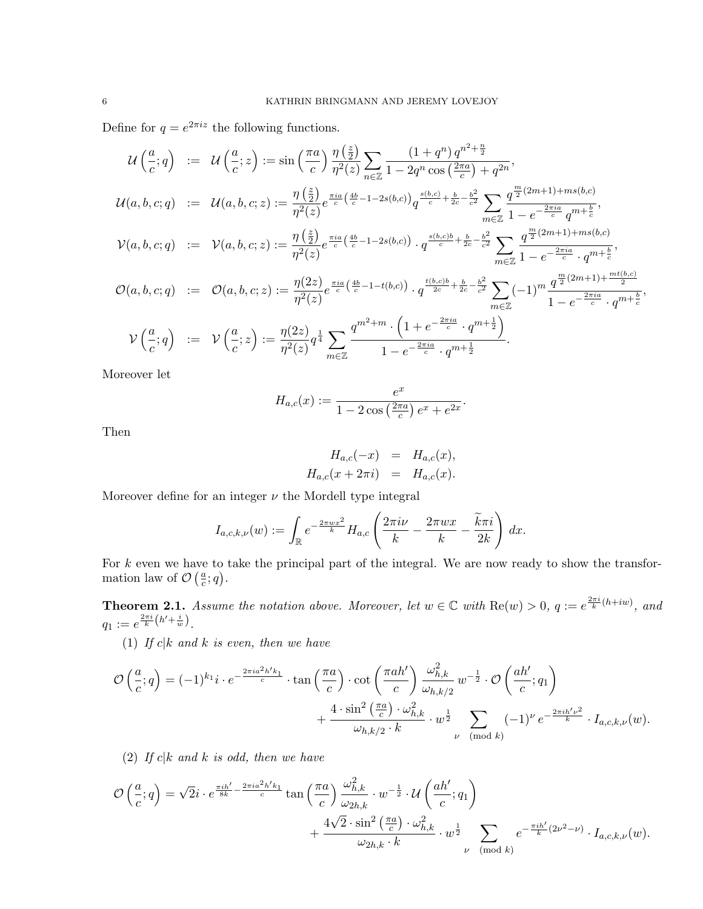Define for $q = e^{2\pi i z}$ the following functions.

$$
\begin{aligned}
\mathcal{U}\left(\frac{a}{c};q\right) &:= \mathcal{U}\left(\frac{a}{c};z\right) := \sin\left(\frac{\pi a}{c}\right)\frac{\eta\left(\frac{z}{2}\right)}{\eta^2(z)}\sum_{n\in\mathbb{Z}}\frac{(1+q^n)\,q^{n^2+\frac{n}{2}}}{1-2q^n\cos\left(\frac{2\pi a}{c}\right)+q^{2n}},\\
\mathcal{U}(a,b,c;q) &:= \mathcal{U}(a,b,c;z) := \frac{\eta\left(\frac{z}{2}\right)}{\eta^2(z)}e^{\frac{\pi i a}{c}\left(\frac{4b}{c}-1-2s(b,c)\right)}q^{\frac{s(b,c)}{c}+\frac{b}{2c}-\frac{b^2}{c^2}}\sum_{m\in\mathbb{Z}}\frac{q^{\frac{m}{2}(2m+1)+ms(b,c)}}{1-e^{-\frac{2\pi i a}{c}}\,q^{m+\frac{b}{c}}},\\
\mathcal{V}(a,b,c;q) &:= \mathcal{V}(a,b,c;z) := \frac{\eta\left(\frac{z}{2}\right)}{\eta^2(z)}e^{\frac{\pi i a}{c}\left(\frac{4b}{c}-1-2s(b,c)\right)}\cdot q^{\frac{s(b,c)b}{c}+\frac{b}{2c}-\frac{b^2}{c^2}}\sum_{m\in\mathbb{Z}}\frac{q^{\frac{m}{2}(2m+1)+ms(b,c)}}{1-e^{-\frac{2\pi i a}{c}}\cdot q^{m+\frac{b}{c}}},\\
\mathcal{O}(a,b,c;q) &:= \mathcal{O}(a,b,c;z) := \frac{\eta(2z)}{\eta^2(z)}e^{\frac{\pi i a}{c}\left(\frac{4b}{c}-1-t(b,c)\right)}\cdot q^{\frac{t(b,c)b}{2c}+\frac{b}{2c}-\frac{b^2}{c^2}}\sum_{m\in\mathbb{Z}}(-1)^m\frac{q^{\frac{m}{2}(2m+1)+\frac{mt(b,c)}{2}}}{1-e^{-\frac{2\pi i a}{c}}\cdot q^{m+\frac{b}{c}}},\\
\mathcal{V}\left(\frac{a}{c};q\right) &:= \mathcal{V}\left(\frac{a}{c};z\right) := \frac{\eta(2z)}{\eta^2(z)}q^{\frac{1}{4}}\sum_{m\in\mathbb{Z}}\frac{q^{m^2+m}\cdot\left(1+e^{-\frac{2\pi i a}{c}}\cdot q^{m+\frac{1}{2}}\right)}{1-e^{-\frac{2\pi i a}{c}}\cdot q^{m+\frac{1}{2}}}.
\end{aligned}
$$

Moreover let

$$
H_{a,c}(x) := \frac{e^x}{1-2\cos\left(\frac{2\pi a}{c}\right)e^x+e^{2x}}.
$$

Then

$$
\begin{aligned}
H_{a,c}(-x) &= H_{a,c}(x),\\
H_{a,c}(x+2\pi i) &= H_{a,c}(x).
\end{aligned}
$$

Moreover define for an integer $\nu$ the Mordell type integral

$$
I_{a,c,k,\nu}(w) := \int_{\mathbb{R}} e^{-\frac{2\pi w x^2}{k}}H_{a,c}\left(\frac{2\pi i\nu}{k}-\frac{2\pi w x}{k}-\frac{\widetilde{k}\pi i}{2k}\right)dx.
$$

For $k$ even we have to take the principal part of the integral. We are now ready to show the transformation law of $\mathcal{O}\left(\frac{a}{c};q\right)$.

**Theorem 2.1.** *Assume the notation above. Moreover, let $w\in\mathbb{C}$ with $\mathrm{Re}(w)>0$, $q:=e^{\frac{2\pi i}{k}(h+iw)}$, and $q_1:=e^{\frac{2\pi i}{k}\left(h'+\frac{i}{w}\right)}$.*

(1) *If $c|k$ and $k$ is even, then we have*

$$
\begin{aligned}
\mathcal{O}\left(\frac{a}{c};q\right) = (-1)^{k_1} i\cdot e^{-\frac{2\pi i a^2 h' k_1}{c}}\cdot\tan\left(\frac{\pi a}{c}\right)\cdot\cot\left(\frac{\pi a h'}{c}\right)\frac{\omega_{h,k}^2}{\omega_{h,k/2}}\,w^{-\frac{1}{2}}\cdot\mathcal{O}\left(\frac{ah'}{c};q_1\right)\\
+\frac{4\cdot\sin^2\left(\frac{\pi a}{c}\right)\cdot\omega_{h,k}^2}{\omega_{h,k/2}\cdot k}\cdot w^{\frac{1}{2}}\sum_{\nu\pmod k}(-1)^\nu\,e^{-\frac{2\pi i h'\nu^2}{k}}\cdot I_{a,c,k,\nu}(w).
\end{aligned}
$$

(2) *If $c|k$ and $k$ is odd, then we have*

$$
\begin{aligned}
\mathcal{O}\left(\frac{a}{c};q\right) = \sqrt{2}i\cdot e^{\frac{\pi i h'}{8k}-\frac{2\pi i a^2 h' k_1}{c}}\tan\left(\frac{\pi a}{c}\right)\frac{\omega_{h,k}^2}{\omega_{2h,k}}\cdot w^{-\frac{1}{2}}\cdot\mathcal{U}\left(\frac{ah'}{c};q_1\right)\\
+\frac{4\sqrt{2}\cdot\sin^2\left(\frac{\pi a}{c}\right)\cdot\omega_{h,k}^2}{\omega_{2h,k}\cdot k}\cdot w^{\frac{1}{2}}\sum_{\nu\pmod k}e^{-\frac{\pi i h'}{k}(2\nu^2-\nu)}\cdot I_{a,c,k,\nu}(w).
\end{aligned}
$$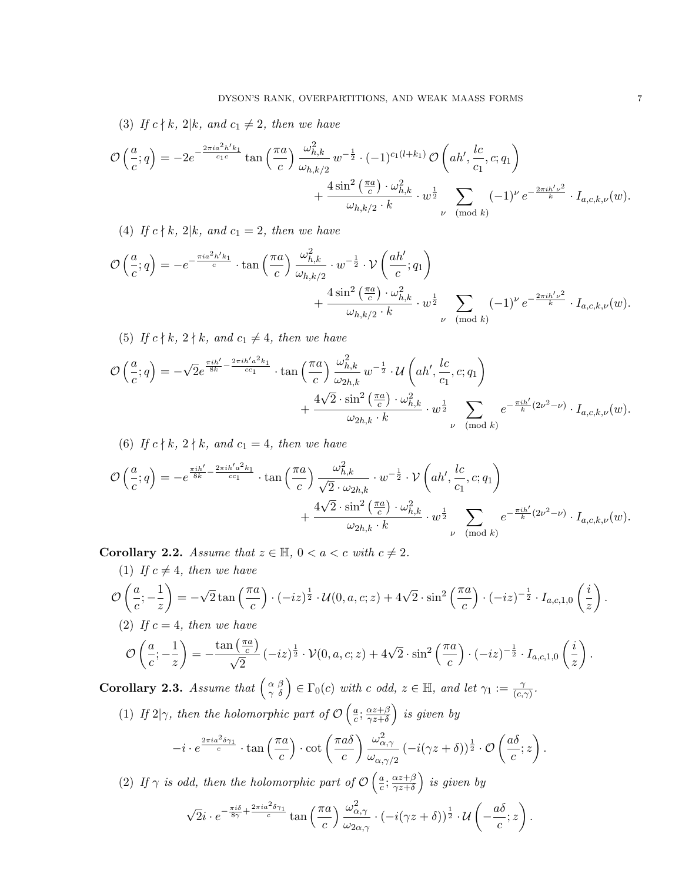(3) *If $c \nmid k$, $2|k$, and $c_1 \neq 2$, then we have*

$$\mathcal{O}\left(\frac{a}{c};q\right) = -2e^{-\frac{2\pi i a^2 h' k_1}{c_1 c}} \tan\left(\frac{\pi a}{c}\right) \frac{\omega_{h,k}^2}{\omega_{h,k/2}}\, w^{-\frac{1}{2}} \cdot (-1)^{c_1(l+k_1)}\, \mathcal{O}\left(ah', \frac{lc}{c_1}, c; q_1\right) + \frac{4\sin^2\left(\frac{\pi a}{c}\right)\cdot \omega_{h,k}^2}{\omega_{h,k/2}\cdot k} \cdot w^{\frac{1}{2}} \sum_{\nu \pmod{k}} (-1)^{\nu}\, e^{-\frac{2\pi i h' \nu^2}{k}} \cdot I_{a,c,k,\nu}(w).$$

(4) *If $c \nmid k$, $2|k$, and $c_1 = 2$, then we have*

$$\mathcal{O}\left(\frac{a}{c};q\right) = -e^{-\frac{\pi i a^2 h' k_1}{c}} \cdot \tan\left(\frac{\pi a}{c}\right) \frac{\omega_{h,k}^2}{\omega_{h,k/2}} \cdot w^{-\frac{1}{2}} \cdot \mathcal{V}\left(\frac{ah'}{c};q_1\right) + \frac{4\sin^2\left(\frac{\pi a}{c}\right)\cdot \omega_{h,k}^2}{\omega_{h,k/2}\cdot k} \cdot w^{\frac{1}{2}} \sum_{\nu \pmod{k}} (-1)^{\nu}\, e^{-\frac{2\pi i h' \nu^2}{k}} \cdot I_{a,c,k,\nu}(w).$$

(5) *If $c \nmid k$, $2 \nmid k$, and $c_1 \neq 4$, then we have*

$$\mathcal{O}\left(\frac{a}{c};q\right) = -\sqrt{2}e^{\frac{\pi i h'}{8k} - \frac{2\pi i h' a^2 k_1}{c c_1}} \cdot \tan\left(\frac{\pi a}{c}\right) \frac{\omega_{h,k}^2}{\omega_{2h,k}}\, w^{-\frac{1}{2}} \cdot \mathcal{U}\left(ah', \frac{lc}{c_1}, c; q_1\right) + \frac{4\sqrt{2}\cdot\sin^2\left(\frac{\pi a}{c}\right)\cdot \omega_{h,k}^2}{\omega_{2h,k}\cdot k} \cdot w^{\frac{1}{2}} \sum_{\nu \pmod{k}} e^{-\frac{\pi i h'}{k}(2\nu^2 - \nu)} \cdot I_{a,c,k,\nu}(w).$$

(6) *If $c \nmid k$, $2 \nmid k$, and $c_1 = 4$, then we have*

$$\mathcal{O}\left(\frac{a}{c};q\right) = -e^{\frac{\pi i h'}{8k} - \frac{2\pi i h' a^2 k_1}{c c_1}} \cdot \tan\left(\frac{\pi a}{c}\right) \frac{\omega_{h,k}^2}{\sqrt{2}\cdot\omega_{2h,k}} \cdot w^{-\frac{1}{2}} \cdot \mathcal{V}\left(ah', \frac{lc}{c_1}, c; q_1\right) + \frac{4\sqrt{2}\cdot\sin^2\left(\frac{\pi a}{c}\right)\cdot \omega_{h,k}^2}{\omega_{2h,k}\cdot k} \cdot w^{\frac{1}{2}} \sum_{\nu \pmod{k}} e^{-\frac{\pi i h'}{k}(2\nu^2 - \nu)} \cdot I_{a,c,k,\nu}(w).$$

**Corollary 2.2.** *Assume that $z \in \mathbb{H}$, $0 < a < c$ with $c \neq 2$.*

(1) *If $c \neq 4$, then we have*

$$\mathcal{O}\left(\frac{a}{c};-\frac{1}{z}\right) = -\sqrt{2}\tan\left(\frac{\pi a}{c}\right)\cdot(-iz)^{\frac{1}{2}} \cdot \mathcal{U}(0,a,c;z) + 4\sqrt{2}\cdot\sin^2\left(\frac{\pi a}{c}\right)\cdot(-iz)^{-\frac{1}{2}}\cdot I_{a,c,1,0}\left(\frac{i}{z}\right).$$

(2) *If $c = 4$, then we have*

$$\mathcal{O}\left(\frac{a}{c};-\frac{1}{z}\right) = -\frac{\tan\left(\frac{\pi a}{c}\right)}{\sqrt{2}}(-iz)^{\frac{1}{2}} \cdot \mathcal{V}(0,a,c;z) + 4\sqrt{2}\cdot\sin^2\left(\frac{\pi a}{c}\right)\cdot(-iz)^{-\frac{1}{2}}\cdot I_{a,c,1,0}\left(\frac{i}{z}\right).$$

**Corollary 2.3.** *Assume that $\left(\begin{smallmatrix}\alpha & \beta\\ \gamma & \delta\end{smallmatrix}\right) \in \Gamma_0(c)$ with $c$ odd, $z \in \mathbb{H}$, and let $\gamma_1 := \frac{\gamma}{(c,\gamma)}$.*

(1) *If $2|\gamma$, then the holomorphic part of $\mathcal{O}\left(\frac{a}{c};\frac{\alpha z+\beta}{\gamma z+\delta}\right)$ is given by*

$$-i\cdot e^{\frac{2\pi i a^2 \delta\gamma_1}{c}} \cdot \tan\left(\frac{\pi a}{c}\right)\cdot\cot\left(\frac{\pi a\delta}{c}\right)\frac{\omega_{\alpha,\gamma}^2}{\omega_{\alpha,\gamma/2}}\left(-i(\gamma z+\delta)\right)^{\frac{1}{2}}\cdot\mathcal{O}\left(\frac{a\delta}{c};z\right).$$

(2) *If $\gamma$ is odd, then the holomorphic part of $\mathcal{O}\left(\frac{a}{c};\frac{\alpha z+\beta}{\gamma z+\delta}\right)$ is given by*

$$\sqrt{2}i\cdot e^{-\frac{\pi i\delta}{8\gamma}+\frac{2\pi i a^2\delta\gamma_1}{c}}\tan\left(\frac{\pi a}{c}\right)\frac{\omega_{\alpha,\gamma}^2}{\omega_{2\alpha,\gamma}}\cdot\left(-i(\gamma z+\delta)\right)^{\frac{1}{2}}\cdot\mathcal{U}\left(-\frac{a\delta}{c};z\right).$$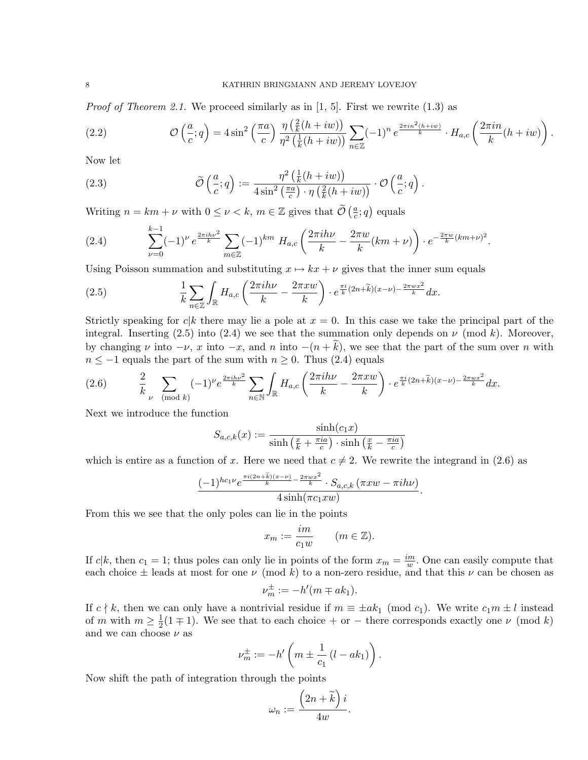*Proof of Theorem 2.1.* We proceed similarly as in [1, 5]. First we rewrite (1.3) as

$$\mathcal{O}\left(\frac{a}{c};q\right) = 4\sin^2\left(\frac{\pi a}{c}\right)\frac{\eta\left(\frac{2}{k}(h+iw)\right)}{\eta^2\left(\frac{1}{k}(h+iw)\right)}\sum_{n\in\mathbb{Z}}(-1)^n\, e^{\frac{2\pi i n^2(h+iw)}{k}}\cdot H_{a,c}\left(\frac{2\pi i n}{k}(h+iw)\right). \tag{2.2}$$

Now let

$$\widetilde{\mathcal{O}}\left(\frac{a}{c};q\right) := \frac{\eta^2\left(\frac{1}{k}(h+iw)\right)}{4\sin^2\left(\frac{\pi a}{c}\right)\cdot\eta\left(\frac{2}{k}(h+iw)\right)}\cdot\mathcal{O}\left(\frac{a}{c};q\right). \tag{2.3}$$

Writing $n = km+\nu$ with $0\le\nu<k$, $m\in\mathbb{Z}$ gives that $\widetilde{\mathcal{O}}\left(\frac{a}{c};q\right)$ equals

$$\sum_{\nu=0}^{k-1}(-1)^\nu\, e^{\frac{2\pi i h\nu^2}{k}}\sum_{m\in\mathbb{Z}}(-1)^{km}\ H_{a,c}\left(\frac{2\pi i h\nu}{k}-\frac{2\pi w}{k}(km+\nu)\right)\cdot e^{-\frac{2\pi w}{k}(km+\nu)^2}. \tag{2.4}$$

Using Poisson summation and substituting $x\mapsto kx+\nu$ gives that the inner sum equals

$$\frac{1}{k}\sum_{n\in\mathbb{Z}}\int_{\mathbb{R}}H_{a,c}\left(\frac{2\pi i h\nu}{k}-\frac{2\pi x w}{k}\right)\cdot e^{\frac{\pi i}{k}(2n+\widetilde{k})(x-\nu)-\frac{2\pi w x^2}{k}}dx. \tag{2.5}$$

Strictly speaking for $c|k$ there may lie a pole at $x=0$. In this case we take the principal part of the integral. Inserting (2.5) into (2.4) we see that the summation only depends on $\nu\pmod k$. Moreover, by changing $\nu$ into $-\nu$, $x$ into $-x$, and $n$ into $-(n+\widetilde{k})$, we see that the part of the sum over $n$ with $n\le -1$ equals the part of the sum with $n\ge 0$. Thus (2.4) equals

$$\frac{2}{k}\sum_{\nu\pmod k}(-1)^\nu e^{\frac{2\pi i h\nu^2}{k}}\sum_{n\in\mathbb{N}}\int_{\mathbb{R}}H_{a,c}\left(\frac{2\pi i h\nu}{k}-\frac{2\pi x w}{k}\right)\cdot e^{\frac{\pi i}{k}(2n+\widetilde{k})(x-\nu)-\frac{2\pi w x^2}{k}}dx. \tag{2.6}$$

Next we introduce the function

$$S_{a,c,k}(x) := \frac{\sinh(c_1 x)}{\sinh\left(\frac{x}{k}+\frac{\pi i a}{c}\right)\cdot\sinh\left(\frac{x}{k}-\frac{\pi i a}{c}\right)}$$

which is entire as a function of $x$. Here we need that $c\ne 2$. We rewrite the integrand in (2.6) as

$$\frac{(-1)^{hc_1\nu}e^{\frac{\pi i(2n+\widetilde{k})(x-\nu)}{k}-\frac{2\pi w x^2}{k}}\cdot S_{a,c,k}\left(\pi x w-\pi i h\nu\right)}{4\sinh(\pi c_1 x w)}.$$

From this we see that the only poles can lie in the points

$$x_m := \frac{im}{c_1 w}\qquad (m\in\mathbb{Z}).$$

If $c|k$, then $c_1=1$; thus poles can only lie in points of the form $x_m=\frac{im}{w}$. One can easily compute that each choice $\pm$ leads at most for one $\nu\pmod k$ to a non-zero residue, and that this $\nu$ can be chosen as

$$\nu_m^{\pm} := -h'(m\mp ak_1).$$

If $c\nmid k$, then we can only have a nontrivial residue if $m\equiv\pm ak_1\pmod{c_1}$. We write $c_1 m\pm l$ instead of $m$ with $m\ge\frac{1}{2}(1\mp 1)$. We see that to each choice $+$ or $-$ there corresponds exactly one $\nu\pmod k$ and we can choose $\nu$ as

$$\nu_m^{\pm} := -h'\left(m\pm\frac{1}{c_1}\left(l-ak_1\right)\right).$$

Now shift the path of integration through the points

$$\omega_n := \frac{\left(2n+\widetilde{k}\right)i}{4w}.$$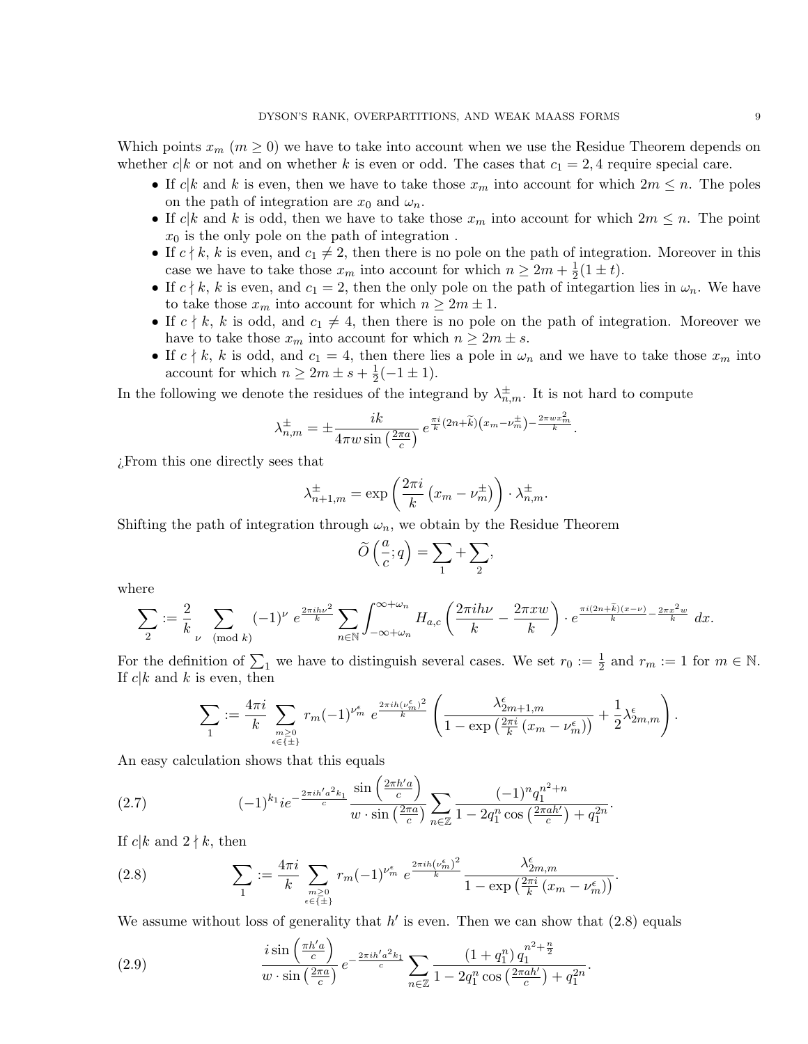Which points $x_m$ ($m \geq 0$) we have to take into account when we use the Residue Theorem depends on whether $c|k$ or not and on whether $k$ is even or odd. The cases that $c_1 = 2, 4$ require special care.

- If $c|k$ and $k$ is even, then we have to take those $x_m$ into account for which $2m \leq n$. The poles on the path of integration are $x_0$ and $\omega_n$.
- If $c|k$ and $k$ is odd, then we have to take those $x_m$ into account for which $2m \leq n$. The point $x_0$ is the only pole on the path of integration .
- If $c \nmid k$, $k$ is even, and $c_1 \neq 2$, then there is no pole on the path of integration. Moreover in this case we have to take those $x_m$ into account for which $n \geq 2m + \frac{1}{2}(1 \pm t)$.
- If $c \nmid k$, $k$ is even, and $c_1 = 2$, then the only pole on the path of integartion lies in $\omega_n$. We have to take those $x_m$ into account for which $n \geq 2m \pm 1$.
- If $c \nmid k$, $k$ is odd, and $c_1 \neq 4$, then there is no pole on the path of integration. Moreover we have to take those $x_m$ into account for which $n \geq 2m \pm s$.
- If $c \nmid k$, $k$ is odd, and $c_1 = 4$, then there lies a pole in $\omega_n$ and we have to take those $x_m$ into account for which $n \geq 2m \pm s + \frac{1}{2}(-1 \pm 1)$.

In the following we denote the residues of the integrand by $\lambda^{\pm}_{n,m}$. It is not hard to compute

$$\lambda^{\pm}_{n,m} = \pm \frac{ik}{4\pi w \sin\left(\frac{2\pi a}{c}\right)} \, e^{\frac{\pi i}{k}(2n+\widetilde{k})\left(x_m - \nu^{\pm}_m\right) - \frac{2\pi w x_m^2}{k}}.$$

¿From this one directly sees that

$$\lambda^{\pm}_{n+1,m} = \exp\left(\frac{2\pi i}{k}\left(x_m - \nu^{\pm}_m\right)\right) \cdot \lambda^{\pm}_{n,m}.$$

Shifting the path of integration through $\omega_n$, we obtain by the Residue Theorem

$$\widetilde{O}\left(\frac{a}{c}; q\right) = \sum_1 + \sum_2,$$

where

$$\sum_2 := \frac{2}{k} \sum_{\nu \pmod{k}} (-1)^{\nu} \, e^{\frac{2\pi i h \nu^2}{k}} \sum_{n \in \mathbb{N}} \int_{-\infty+\omega_n}^{\infty+\omega_n} H_{a,c}\left(\frac{2\pi i h \nu}{k} - \frac{2\pi x w}{k}\right) \cdot e^{\frac{\pi i (2n+\widetilde{k})(x-\nu)}{k} - \frac{2\pi x^2 w}{k}} \, dx.$$

For the definition of $\sum_1$ we have to distinguish several cases. We set $r_0 := \frac{1}{2}$ and $r_m := 1$ for $m \in \mathbb{N}$. If $c|k$ and $k$ is even, then

$$\sum_1 := \frac{4\pi i}{k} \sum_{\substack{m \geq 0 \\ \epsilon \in \{\pm\}}} r_m (-1)^{\nu^{\epsilon}_m} \, e^{\frac{2\pi i h (\nu^{\epsilon}_m)^2}{k}} \left( \frac{\lambda^{\epsilon}_{2m+1,m}}{1 - \exp\left(\frac{2\pi i}{k}\left(x_m - \nu^{\epsilon}_m\right)\right)} + \frac{1}{2}\lambda^{\epsilon}_{2m,m} \right).$$

An easy calculation shows that this equals

$$(2.7) \qquad (-1)^{k_1} i e^{-\frac{2\pi i h' a^2 k_1}{c}} \frac{\sin\left(\frac{2\pi h' a}{c}\right)}{w \cdot \sin\left(\frac{2\pi a}{c}\right)} \sum_{n \in \mathbb{Z}} \frac{(-1)^n q_1^{n^2+n}}{1 - 2q_1^n \cos\left(\frac{2\pi a h'}{c}\right) + q_1^{2n}}.$$

If $c|k$ and $2 \nmid k$, then

$$(2.8) \qquad \sum_1 := \frac{4\pi i}{k} \sum_{\substack{m \geq 0 \\ \epsilon \in \{\pm\}}} r_m (-1)^{\nu^{\epsilon}_m} \, e^{\frac{2\pi i h (\nu^{\epsilon}_m)^2}{k}} \frac{\lambda^{\epsilon}_{2m,m}}{1 - \exp\left(\frac{2\pi i}{k}\left(x_m - \nu^{\epsilon}_m\right)\right)}.$$

We assume without loss of generality that $h'$ is even. Then we can show that (2.8) equals

$$(2.9) \qquad \frac{i \sin\left(\frac{\pi h' a}{c}\right)}{w \cdot \sin\left(\frac{2\pi a}{c}\right)} e^{-\frac{2\pi i h' a^2 k_1}{c}} \sum_{n \in \mathbb{Z}} \frac{\left(1 + q_1^n\right) q_1^{n^2 + \frac{n}{2}}}{1 - 2q_1^n \cos\left(\frac{2\pi a h'}{c}\right) + q_1^{2n}}.$$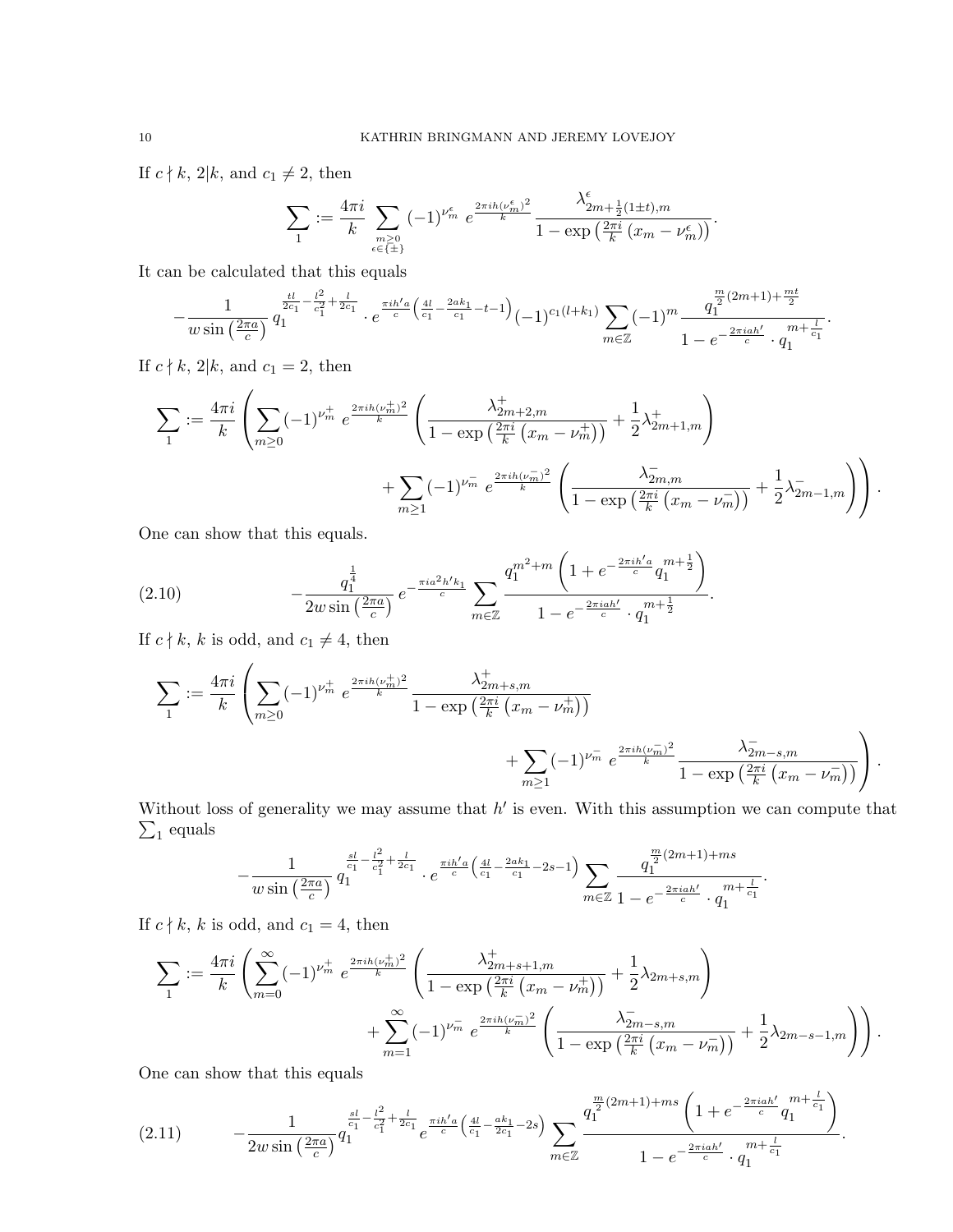If $c \nmid k$, $2|k$, and $c_1 \neq 2$, then

$$\sum_1 := \frac{4\pi i}{k} \sum_{\substack{m\geq 0 \\ \epsilon\in\{\pm\}}} (-1)^{\nu_m^\epsilon}\, e^{\frac{2\pi i h(\nu_m^\epsilon)^2}{k}} \frac{\lambda^\epsilon_{2m+\frac{1}{2}(1\pm t),m}}{1-\exp\left(\frac{2\pi i}{k}\left(x_m-\nu_m^\epsilon\right)\right)}.$$

It can be calculated that this equals

$$-\frac{1}{w\sin\left(\frac{2\pi a}{c}\right)}\, q_1^{\frac{tl}{2c_1}-\frac{l^2}{c_1^2}+\frac{l}{2c_1}} \cdot e^{\frac{\pi i h' a}{c}\left(\frac{4l}{c_1}-\frac{2ak_1}{c_1}-t-1\right)}(-1)^{c_1(l+k_1)} \sum_{m\in\mathbb{Z}} (-1)^m \frac{q_1^{\frac{m}{2}(2m+1)+\frac{mt}{2}}}{1-e^{-\frac{2\pi i a h'}{c}}\cdot q_1^{m+\frac{l}{c_1}}}.$$

If $c \nmid k$, $2|k$, and $c_1 = 2$, then

$$\sum_1 := \frac{4\pi i}{k}\left(\sum_{m\geq 0}(-1)^{\nu_m^+}\, e^{\frac{2\pi i h(\nu_m^+)^2}{k}}\left(\frac{\lambda^+_{2m+2,m}}{1-\exp\left(\frac{2\pi i}{k}\left(x_m-\nu_m^+\right)\right)}+\frac{1}{2}\lambda^+_{2m+1,m}\right)\right.$$
$$\left.+\sum_{m\geq 1}(-1)^{\nu_m^-}\, e^{\frac{2\pi i h(\nu_m^-)^2}{k}}\left(\frac{\lambda^-_{2m,m}}{1-\exp\left(\frac{2\pi i}{k}\left(x_m-\nu_m^-\right)\right)}+\frac{1}{2}\lambda^-_{2m-1,m}\right)\right).$$

One can show that this equals.

$$-\frac{q_1^{\frac{1}{4}}}{2w\sin\left(\frac{2\pi a}{c}\right)}\, e^{-\frac{\pi i a^2 h' k_1}{c}} \sum_{m\in\mathbb{Z}} \frac{q_1^{m^2+m}\left(1+e^{-\frac{2\pi i h' a}{c}} q_1^{m+\frac{1}{2}}\right)}{1-e^{-\frac{2\pi i a h'}{c}}\cdot q_1^{m+\frac{1}{2}}}. \tag{2.10}$$

If $c \nmid k$, $k$ is odd, and $c_1 \neq 4$, then

$$\sum_1 := \frac{4\pi i}{k}\left(\sum_{m\geq 0}(-1)^{\nu_m^+}\, e^{\frac{2\pi i h(\nu_m^+)^2}{k}}\frac{\lambda^+_{2m+s,m}}{1-\exp\left(\frac{2\pi i}{k}\left(x_m-\nu_m^+\right)\right)}\right.$$
$$\left.+\sum_{m\geq 1}(-1)^{\nu_m^-}\, e^{\frac{2\pi i h(\nu_m^-)^2}{k}}\frac{\lambda^-_{2m-s,m}}{1-\exp\left(\frac{2\pi i}{k}\left(x_m-\nu_m^-\right)\right)}\right).$$

Without loss of generality we may assume that $h'$ is even. With this assumption we can compute that $\sum_1$ equals

$$-\frac{1}{w\sin\left(\frac{2\pi a}{c}\right)}\, q_1^{\frac{sl}{c_1}-\frac{l^2}{c_1^2}+\frac{l}{2c_1}} \cdot e^{\frac{\pi i h' a}{c}\left(\frac{4l}{c_1}-\frac{2ak_1}{c_1}-2s-1\right)} \sum_{m\in\mathbb{Z}} \frac{q_1^{\frac{m}{2}(2m+1)+ms}}{1-e^{-\frac{2\pi i a h'}{c}}\cdot q_1^{m+\frac{l}{c_1}}}.$$

If $c \nmid k$, $k$ is odd, and $c_1 = 4$, then

$$\sum_1 := \frac{4\pi i}{k}\left(\sum_{m=0}^{\infty}(-1)^{\nu_m^+}\, e^{\frac{2\pi i h(\nu_m^+)^2}{k}}\left(\frac{\lambda^+_{2m+s+1,m}}{1-\exp\left(\frac{2\pi i}{k}\left(x_m-\nu_m^+\right)\right)}+\frac{1}{2}\lambda_{2m+s,m}\right)\right.$$
$$\left.+\sum_{m=1}^{\infty}(-1)^{\nu_m^-}\, e^{\frac{2\pi i h(\nu_m^-)^2}{k}}\left(\frac{\lambda^-_{2m-s,m}}{1-\exp\left(\frac{2\pi i}{k}\left(x_m-\nu_m^-\right)\right)}+\frac{1}{2}\lambda_{2m-s-1,m}\right)\right).$$

One can show that this equals

$$-\frac{1}{2w\sin\left(\frac{2\pi a}{c}\right)} q_1^{\frac{sl}{c_1}-\frac{l^2}{c_1^2}+\frac{l}{2c_1}}\, e^{\frac{\pi i h' a}{c}\left(\frac{4l}{c_1}-\frac{ak_1}{2c_1}-2s\right)} \sum_{m\in\mathbb{Z}} \frac{q_1^{\frac{m}{2}(2m+1)+ms}\left(1+e^{-\frac{2\pi i a h'}{c}} q_1^{m+\frac{l}{c_1}}\right)}{1-e^{-\frac{2\pi i a h'}{c}}\cdot q_1^{m+\frac{l}{c_1}}}. \tag{2.11}$$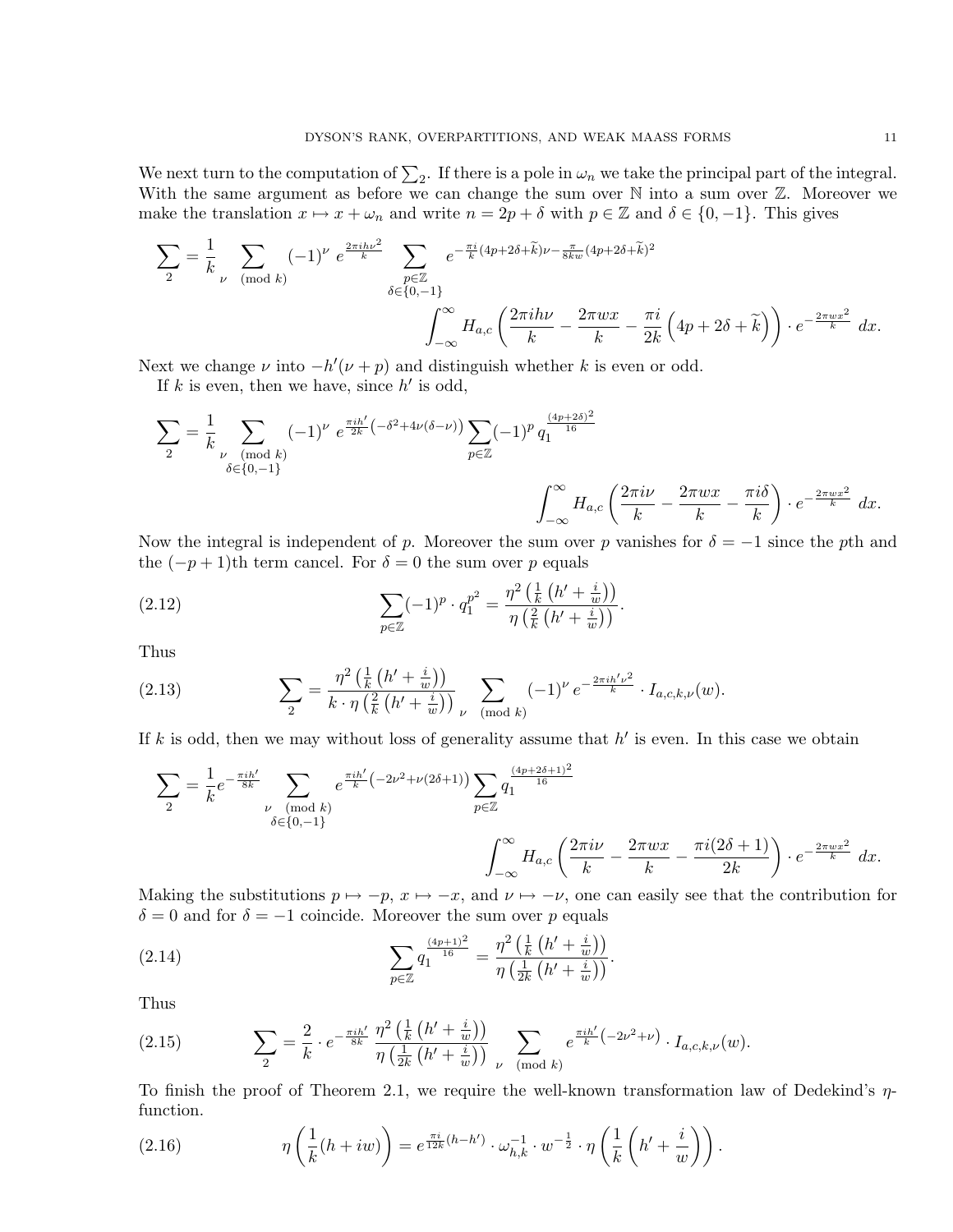We next turn to the computation of $\sum_2$. If there is a pole in $\omega_n$ we take the principal part of the integral. With the same argument as before we can change the sum over $\mathbb{N}$ into a sum over $\mathbb{Z}$. Moreover we make the translation $x \mapsto x + \omega_n$ and write $n = 2p + \delta$ with $p \in \mathbb{Z}$ and $\delta \in \{0, -1\}$. This gives

$$\sum_2 = \frac{1}{k} \sum_{\nu \pmod k} (-1)^\nu \, e^{\frac{2\pi i h \nu^2}{k}} \sum_{\substack{p\in\mathbb{Z} \\ \delta\in\{0,-1\}}} e^{-\frac{\pi i}{k}(4p+2\delta+\widetilde{k})\nu - \frac{\pi}{8kw}(4p+2\delta+\widetilde{k})^2} \int_{-\infty}^{\infty} H_{a,c}\left(\frac{2\pi i h\nu}{k} - \frac{2\pi w x}{k} - \frac{\pi i}{2k}\left(4p+2\delta+\widetilde{k}\right)\right) \cdot e^{-\frac{2\pi w x^2}{k}} \, dx.$$

Next we change $\nu$ into $-h'(\nu + p)$ and distinguish whether $k$ is even or odd.

If $k$ is even, then we have, since $h'$ is odd,

$$\sum_2 = \frac{1}{k} \sum_{\substack{\nu \pmod k \\ \delta\in\{0,-1\}}} (-1)^\nu \, e^{\frac{\pi i h'}{2k}\left(-\delta^2 + 4\nu(\delta-\nu)\right)} \sum_{p\in\mathbb{Z}} (-1)^p \, q_1^{\frac{(4p+2\delta)^2}{16}} \int_{-\infty}^{\infty} H_{a,c}\left(\frac{2\pi i \nu}{k} - \frac{2\pi w x}{k} - \frac{\pi i \delta}{k}\right) \cdot e^{-\frac{2\pi w x^2}{k}} \, dx.$$

Now the integral is independent of $p$. Moreover the sum over $p$ vanishes for $\delta = -1$ since the $p$th and the $(-p+1)$th term cancel. For $\delta = 0$ the sum over $p$ equals

$$\sum_{p\in\mathbb{Z}} (-1)^p \cdot q_1^{p^2} = \frac{\eta^2\left(\frac{1}{k}\left(h' + \frac{i}{w}\right)\right)}{\eta\left(\frac{2}{k}\left(h' + \frac{i}{w}\right)\right)}. \tag{2.12}$$

Thus

$$\sum_2 = \frac{\eta^2\left(\frac{1}{k}\left(h' + \frac{i}{w}\right)\right)}{k \cdot \eta\left(\frac{2}{k}\left(h' + \frac{i}{w}\right)\right)} \sum_{\nu \pmod k} (-1)^\nu \, e^{-\frac{2\pi i h' \nu^2}{k}} \cdot I_{a,c,k,\nu}(w). \tag{2.13}$$

If $k$ is odd, then we may without loss of generality assume that $h'$ is even. In this case we obtain

$$\sum_2 = \frac{1}{k} e^{-\frac{\pi i h'}{8k}} \sum_{\substack{\nu \pmod k \\ \delta\in\{0,-1\}}} e^{\frac{\pi i h'}{k}\left(-2\nu^2 + \nu(2\delta+1)\right)} \sum_{p\in\mathbb{Z}} q_1^{\frac{(4p+2\delta+1)^2}{16}} \int_{-\infty}^{\infty} H_{a,c}\left(\frac{2\pi i \nu}{k} - \frac{2\pi w x}{k} - \frac{\pi i(2\delta+1)}{2k}\right) \cdot e^{-\frac{2\pi w x^2}{k}} \, dx.$$

Making the substitutions $p \mapsto -p$, $x \mapsto -x$, and $\nu \mapsto -\nu$, one can easily see that the contribution for $\delta = 0$ and for $\delta = -1$ coincide. Moreover the sum over $p$ equals

$$\sum_{p\in\mathbb{Z}} q_1^{\frac{(4p+1)^2}{16}} = \frac{\eta^2\left(\frac{1}{k}\left(h' + \frac{i}{w}\right)\right)}{\eta\left(\frac{1}{2k}\left(h' + \frac{i}{w}\right)\right)}. \tag{2.14}$$

Thus

$$\sum_2 = \frac{2}{k} \cdot e^{-\frac{\pi i h'}{8k}} \, \frac{\eta^2\left(\frac{1}{k}\left(h' + \frac{i}{w}\right)\right)}{\eta\left(\frac{1}{2k}\left(h' + \frac{i}{w}\right)\right)} \sum_{\nu \pmod k} e^{\frac{\pi i h'}{k}\left(-2\nu^2 + \nu\right)} \cdot I_{a,c,k,\nu}(w). \tag{2.15}$$

To finish the proof of Theorem 2.1, we require the well-known transformation law of Dedekind's $\eta$-function.

$$\eta\left(\frac{1}{k}(h + iw)\right) = e^{\frac{\pi i}{12k}(h-h')} \cdot \omega_{h,k}^{-1} \cdot w^{-\frac{1}{2}} \cdot \eta\left(\frac{1}{k}\left(h' + \frac{i}{w}\right)\right). \tag{2.16}$$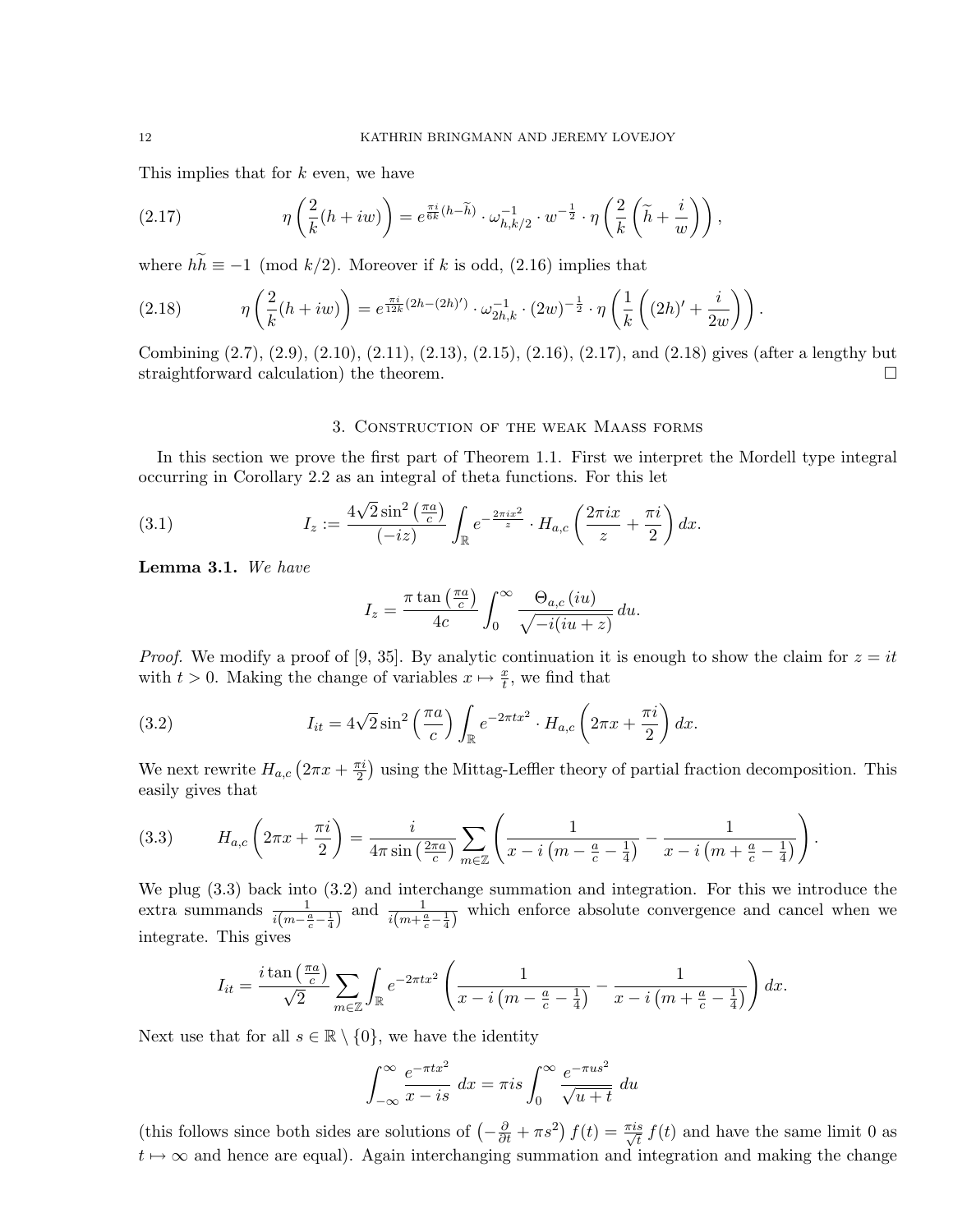This implies that for $k$ even, we have

$$\eta\left(\frac{2}{k}(h+iw)\right) = e^{\frac{\pi i}{6k}(h-\widetilde{h})} \cdot \omega_{h,k/2}^{-1} \cdot w^{-\frac{1}{2}} \cdot \eta\left(\frac{2}{k}\left(\widetilde{h}+\frac{i}{w}\right)\right), \tag{2.17}$$

where $h\widetilde{h} \equiv -1 \pmod{k/2}$. Moreover if $k$ is odd, (2.16) implies that

$$\eta\left(\frac{2}{k}(h+iw)\right) = e^{\frac{\pi i}{12k}(2h-(2h)')} \cdot \omega_{2h,k}^{-1} \cdot (2w)^{-\frac{1}{2}} \cdot \eta\left(\frac{1}{k}\left((2h)'+\frac{i}{2w}\right)\right). \tag{2.18}$$

Combining (2.7), (2.9), (2.10), (2.11), (2.13), (2.15), (2.16), (2.17), and (2.18) gives (after a lengthy but straightforward calculation) the theorem. $\square$

## 3. Construction of the weak Maass forms

In this section we prove the first part of Theorem 1.1. First we interpret the Mordell type integral occurring in Corollary 2.2 as an integral of theta functions. For this let

$$I_z := \frac{4\sqrt{2}\sin^2\left(\frac{\pi a}{c}\right)}{(-iz)} \int_{\mathbb{R}} e^{-\frac{2\pi i x^2}{z}} \cdot H_{a,c}\left(\frac{2\pi i x}{z}+\frac{\pi i}{2}\right) dx. \tag{3.1}$$

**Lemma 3.1.** *We have*

$$I_z = \frac{\pi \tan\left(\frac{\pi a}{c}\right)}{4c} \int_0^\infty \frac{\Theta_{a,c}(iu)}{\sqrt{-i(iu+z)}}\, du.$$

*Proof.* We modify a proof of [9, 35]. By analytic continuation it is enough to show the claim for $z = it$ with $t > 0$. Making the change of variables $x \mapsto \frac{x}{t}$, we find that

$$I_{it} = 4\sqrt{2}\sin^2\left(\frac{\pi a}{c}\right) \int_{\mathbb{R}} e^{-2\pi t x^2} \cdot H_{a,c}\left(2\pi x + \frac{\pi i}{2}\right) dx. \tag{3.2}$$

We next rewrite $H_{a,c}\left(2\pi x + \frac{\pi i}{2}\right)$ using the Mittag-Leffler theory of partial fraction decomposition. This easily gives that

$$H_{a,c}\left(2\pi x + \frac{\pi i}{2}\right) = \frac{i}{4\pi \sin\left(\frac{2\pi a}{c}\right)} \sum_{m\in\mathbb{Z}} \left(\frac{1}{x - i\left(m - \frac{a}{c} - \frac{1}{4}\right)} - \frac{1}{x - i\left(m + \frac{a}{c} - \frac{1}{4}\right)}\right). \tag{3.3}$$

We plug (3.3) back into (3.2) and interchange summation and integration. For this we introduce the extra summands $\frac{1}{i\left(m-\frac{a}{c}-\frac{1}{4}\right)}$ and $\frac{1}{i\left(m+\frac{a}{c}-\frac{1}{4}\right)}$ which enforce absolute convergence and cancel when we integrate. This gives

$$I_{it} = \frac{i\tan\left(\frac{\pi a}{c}\right)}{\sqrt{2}} \sum_{m\in\mathbb{Z}} \int_{\mathbb{R}} e^{-2\pi t x^2} \left(\frac{1}{x - i\left(m - \frac{a}{c} - \frac{1}{4}\right)} - \frac{1}{x - i\left(m + \frac{a}{c} - \frac{1}{4}\right)}\right) dx.$$

Next use that for all $s \in \mathbb{R} \setminus \{0\}$, we have the identity

$$\int_{-\infty}^{\infty} \frac{e^{-\pi t x^2}}{x - is}\, dx = \pi i s \int_0^\infty \frac{e^{-\pi u s^2}}{\sqrt{u+t}}\, du$$

(this follows since both sides are solutions of $\left(-\frac{\partial}{\partial t} + \pi s^2\right) f(t) = \frac{\pi i s}{\sqrt{t}} f(t)$ and have the same limit 0 as $t \mapsto \infty$ and hence are equal). Again interchanging summation and integration and making the change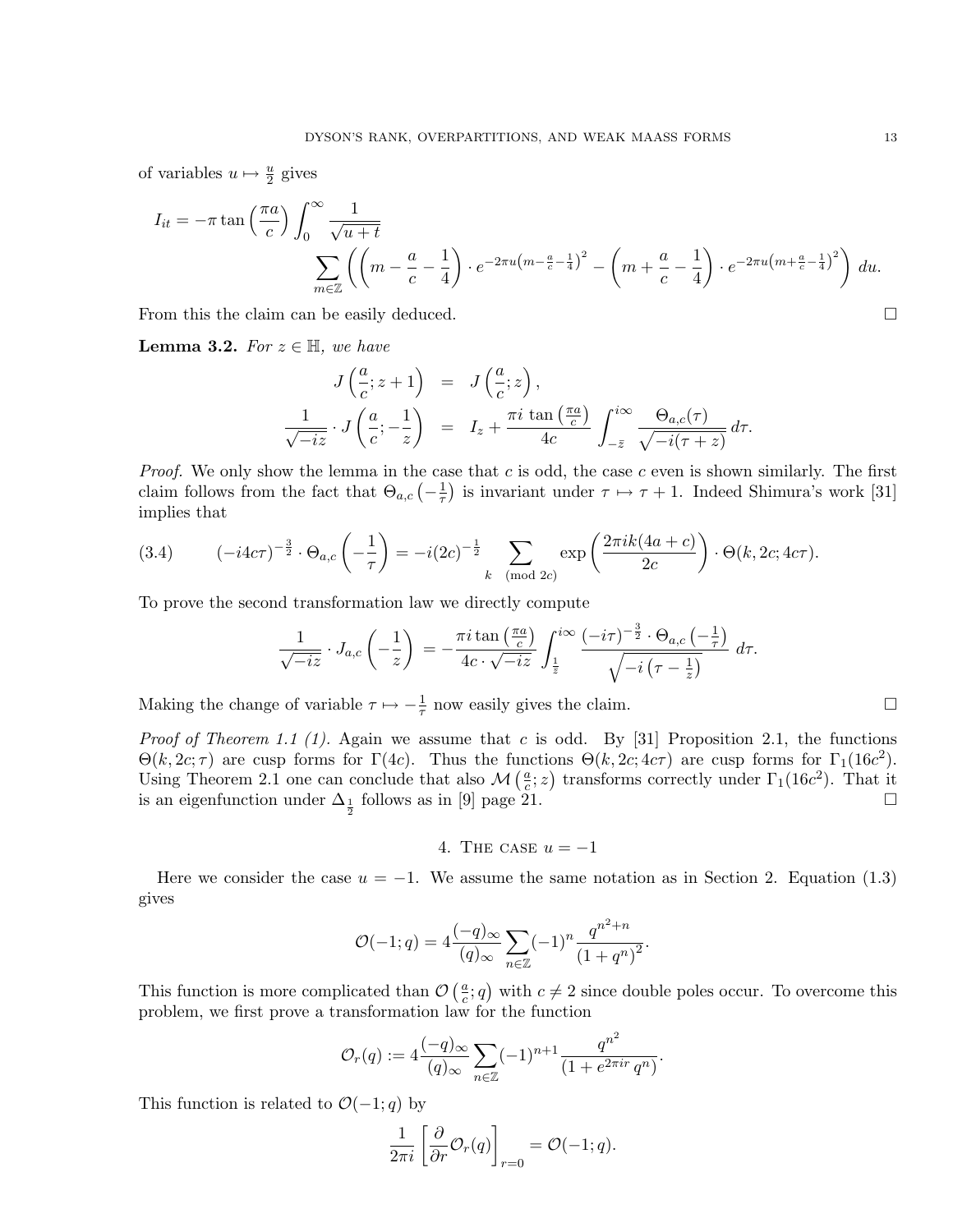of variables $u \mapsto \frac{u}{2}$ gives

$$I_{it} = -\pi \tan\left(\frac{\pi a}{c}\right) \int_0^\infty \frac{1}{\sqrt{u+t}} \sum_{m\in\mathbb{Z}} \left( \left(m - \frac{a}{c} - \frac{1}{4}\right) \cdot e^{-2\pi u \left(m - \frac{a}{c} - \frac{1}{4}\right)^2} - \left(m + \frac{a}{c} - \frac{1}{4}\right) \cdot e^{-2\pi u \left(m + \frac{a}{c} - \frac{1}{4}\right)^2} \right) du.$$

From this the claim can be easily deduced. □

**Lemma 3.2.** *For $z \in \mathbb{H}$, we have*

$$J\left(\frac{a}{c}; z+1\right) = J\left(\frac{a}{c}; z\right),$$

$$\frac{1}{\sqrt{-iz}} \cdot J\left(\frac{a}{c}; -\frac{1}{z}\right) = I_z + \frac{\pi i \tan\left(\frac{\pi a}{c}\right)}{4c} \int_{-\bar{z}}^{i\infty} \frac{\Theta_{a,c}(\tau)}{\sqrt{-i(\tau+z)}}\, d\tau.$$

*Proof.* We only show the lemma in the case that $c$ is odd, the case $c$ even is shown similarly. The first claim follows from the fact that $\Theta_{a,c}\left(-\frac{1}{\tau}\right)$ is invariant under $\tau \mapsto \tau+1$. Indeed Shimura's work [31] implies that

$$(-i4c\tau)^{-\frac{3}{2}} \cdot \Theta_{a,c}\left(-\frac{1}{\tau}\right) = -i(2c)^{-\frac{1}{2}} \sum_{k \pmod{2c}} \exp\left(\frac{2\pi i k(4a+c)}{2c}\right) \cdot \Theta(k, 2c; 4c\tau). \tag{3.4}$$

To prove the second transformation law we directly compute

$$\frac{1}{\sqrt{-iz}} \cdot J_{a,c}\left(-\frac{1}{z}\right) = -\frac{\pi i \tan\left(\frac{\pi a}{c}\right)}{4c \cdot \sqrt{-iz}} \int_{\frac{1}{\bar{z}}}^{i\infty} \frac{(-i\tau)^{-\frac{3}{2}} \cdot \Theta_{a,c}\left(-\frac{1}{\tau}\right)}{\sqrt{-i\left(\tau - \frac{1}{z}\right)}}\, d\tau.$$

Making the change of variable $\tau \mapsto -\frac{1}{\tau}$ now easily gives the claim. □

*Proof of Theorem 1.1 (1).* Again we assume that $c$ is odd. By [31] Proposition 2.1, the functions $\Theta(k, 2c; \tau)$ are cusp forms for $\Gamma(4c)$. Thus the functions $\Theta(k, 2c; 4c\tau)$ are cusp forms for $\Gamma_1(16c^2)$. Using Theorem 2.1 one can conclude that also $\mathcal{M}\left(\frac{a}{c}; z\right)$ transforms correctly under $\Gamma_1(16c^2)$. That it is an eigenfunction under $\Delta_{\frac{1}{2}}$ follows as in [9] page 21. □

## 4. The case $u = -1$

Here we consider the case $u = -1$. We assume the same notation as in Section 2. Equation (1.3) gives

$$\mathcal{O}(-1; q) = 4\frac{(-q)_\infty}{(q)_\infty} \sum_{n\in\mathbb{Z}} (-1)^n \frac{q^{n^2+n}}{(1+q^n)^2}.$$

This function is more complicated than $\mathcal{O}\left(\frac{a}{c}; q\right)$ with $c \neq 2$ since double poles occur. To overcome this problem, we first prove a transformation law for the function

$$\mathcal{O}_r(q) := 4\frac{(-q)_\infty}{(q)_\infty} \sum_{n\in\mathbb{Z}} (-1)^{n+1} \frac{q^{n^2}}{(1+e^{2\pi i r}\, q^n)}.$$

This function is related to $\mathcal{O}(-1; q)$ by

$$\frac{1}{2\pi i}\left[\frac{\partial}{\partial r}\mathcal{O}_r(q)\right]_{r=0} = \mathcal{O}(-1; q).$$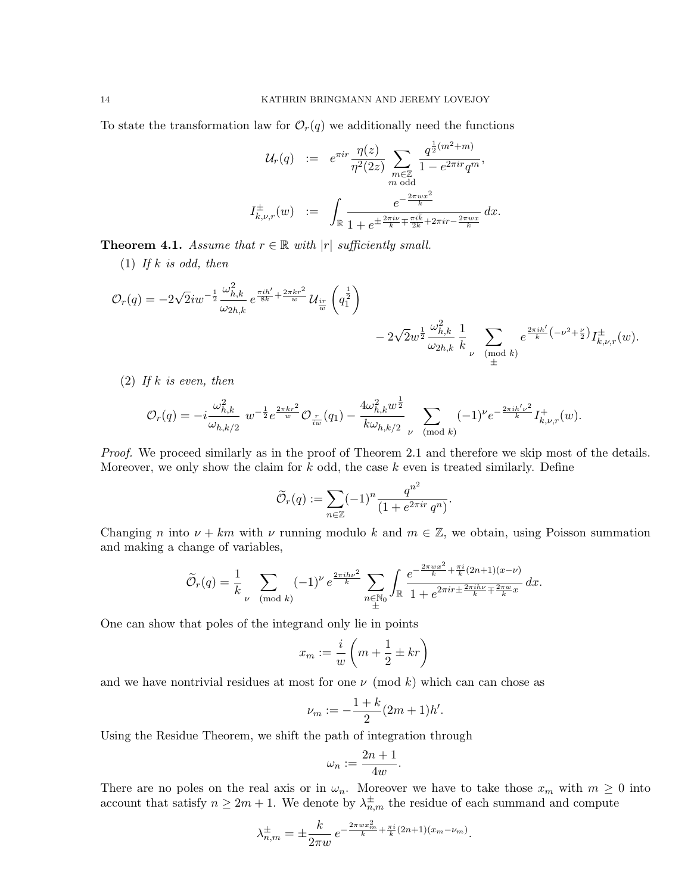To state the transformation law for $\mathcal{O}_r(q)$ we additionally need the functions

$$\mathcal{U}_r(q) \;:=\; e^{\pi i r}\frac{\eta(z)}{\eta^2(2z)}\sum_{\substack{m\in\mathbb{Z}\\ m \text{ odd}}}\frac{q^{\frac{1}{2}(m^2+m)}}{1-e^{2\pi i r}q^m},$$

$$I^{\pm}_{k,\nu,r}(w) \;:=\; \int_{\mathbb{R}}\frac{e^{-\frac{2\pi w x^2}{k}}}{1+e^{\pm\frac{2\pi i\nu}{k}\mp\frac{\pi i\tilde{k}}{2k}+2\pi i r-\frac{2\pi w x}{k}}}\,dx.$$

**Theorem 4.1.** *Assume that $r\in\mathbb{R}$ with $|r|$ sufficiently small.*

(1) *If $k$ is odd, then*

$$\mathcal{O}_r(q) = -2\sqrt{2}iw^{-\frac{1}{2}}\frac{\omega^2_{h,k}}{\omega_{2h,k}}\,e^{\frac{\pi i h'}{8k}+\frac{2\pi k r^2}{w}}\,\mathcal{U}_{\frac{ir}{w}}\left(q_1^{\frac{1}{2}}\right) - 2\sqrt{2}w^{\frac{1}{2}}\frac{\omega^2_{h,k}}{\omega_{2h,k}}\,\frac{1}{k}\sum_{\substack{\nu \pmod k\\ \pm}} e^{\frac{2\pi i h'}{k}\left(-\nu^2+\frac{\nu}{2}\right)}I^{\pm}_{k,\nu,r}(w).$$

(2) *If $k$ is even, then*

$$\mathcal{O}_r(q) = -i\frac{\omega^2_{h,k}}{\omega_{h,k/2}}\;w^{-\frac{1}{2}}e^{\frac{2\pi k r^2}{w}}\mathcal{O}_{\frac{r}{iw}}(q_1) - \frac{4\omega^2_{h,k}w^{\frac{1}{2}}}{k\omega_{h,k/2}}\sum_{\nu \pmod k}(-1)^{\nu}e^{-\frac{2\pi i h'\nu^2}{k}}I^{+}_{k,\nu,r}(w).$$

*Proof.* We proceed similarly as in the proof of Theorem 2.1 and therefore we skip most of the details. Moreover, we only show the claim for $k$ odd, the case $k$ even is treated similarly. Define

$$\widetilde{\mathcal{O}}_r(q) := \sum_{n\in\mathbb{Z}}(-1)^n\frac{q^{n^2}}{(1+e^{2\pi i r}\,q^n)}.$$

Changing $n$ into $\nu+km$ with $\nu$ running modulo $k$ and $m\in\mathbb{Z}$, we obtain, using Poisson summation and making a change of variables,

$$\widetilde{\mathcal{O}}_r(q) = \frac{1}{k}\sum_{\nu \pmod k}(-1)^{\nu}\,e^{\frac{2\pi i h\nu^2}{k}}\sum_{\substack{n\in\mathbb{N}_0\\ \pm}}\int_{\mathbb{R}}\frac{e^{-\frac{2\pi w x^2}{k}+\frac{\pi i}{k}(2n+1)(x-\nu)}}{1+e^{2\pi i r\pm\frac{2\pi i h\nu}{k}\mp\frac{2\pi w}{k}x}}\,dx.$$

One can show that poles of the integrand only lie in points

$$x_m := \frac{i}{w}\left(m+\frac{1}{2}\pm kr\right)$$

and we have nontrivial residues at most for one $\nu \pmod k$ which can can chose as

$$\nu_m := -\frac{1+k}{2}(2m+1)h'.$$

Using the Residue Theorem, we shift the path of integration through

$$\omega_n := \frac{2n+1}{4w}.$$

There are no poles on the real axis or in $\omega_n$. Moreover we have to take those $x_m$ with $m\geq 0$ into account that satisfy $n\geq 2m+1$. We denote by $\lambda^{\pm}_{n,m}$ the residue of each summand and compute

$$\lambda^{\pm}_{n,m} = \pm\frac{k}{2\pi w}\,e^{-\frac{2\pi w x_m^2}{k}+\frac{\pi i}{k}(2n+1)(x_m-\nu_m)}.$$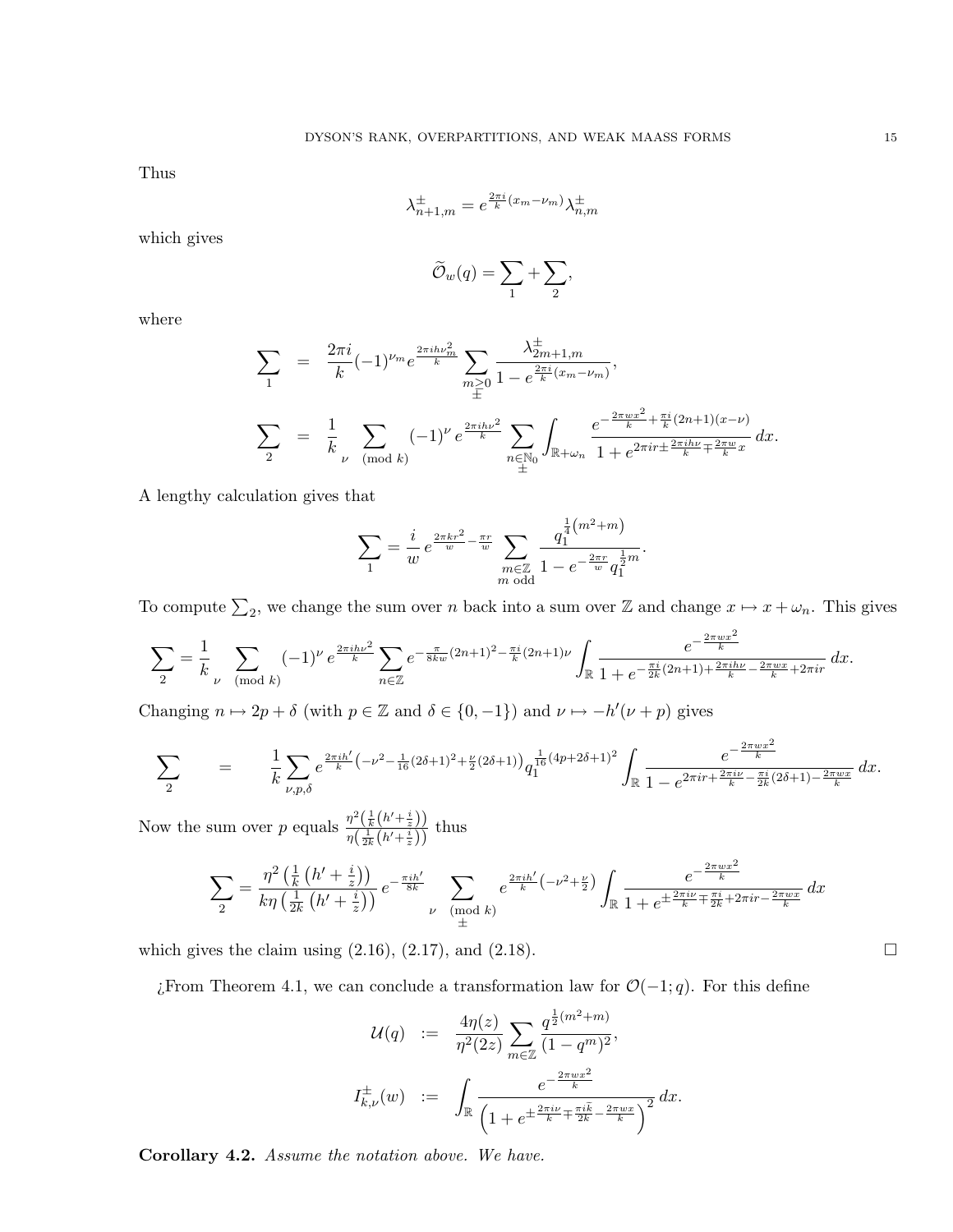Thus

$$\lambda_{n+1,m}^{\pm} = e^{\frac{2\pi i}{k}(x_m - \nu_m)} \lambda_{n,m}^{\pm}$$

which gives

$$\widetilde{\mathcal{O}}_w(q) = \sum_1 + \sum_2,$$

where

$$\sum_1 = \frac{2\pi i}{k} (-1)^{\nu_m} e^{\frac{2\pi i h \nu_m^2}{k}} \sum_{\substack{m \geq 0 \\ \pm}} \frac{\lambda_{2m+1,m}^{\pm}}{1 - e^{\frac{2\pi i}{k}(x_m - \nu_m)}},$$

$$\sum_2 = \frac{1}{k} \sum_{\nu \pmod{k}} (-1)^{\nu} e^{\frac{2\pi i h \nu^2}{k}} \sum_{\substack{n \in \mathbb{N}_0 \\ \pm}} \int_{\mathbb{R} + \omega_n} \frac{e^{-\frac{2\pi w x^2}{k} + \frac{\pi i}{k}(2n+1)(x - \nu)}}{1 + e^{2\pi i r \pm \frac{2\pi i h \nu}{k} \mp \frac{2\pi w}{k} x}} \, dx.$$

A lengthy calculation gives that

$$\sum_1 = \frac{i}{w} e^{\frac{2\pi k r^2}{w} - \frac{\pi r}{w}} \sum_{\substack{m \in \mathbb{Z} \\ m \text{ odd}}} \frac{q_1^{\frac{1}{4}(m^2+m)}}{1 - e^{-\frac{2\pi r}{w}} q_1^{\frac{1}{2}m}}.$$

To compute $\sum_2$, we change the sum over $n$ back into a sum over $\mathbb{Z}$ and change $x \mapsto x + \omega_n$. This gives

$$\sum_2 = \frac{1}{k} \sum_{\nu \pmod{k}} (-1)^{\nu} e^{\frac{2\pi i h \nu^2}{k}} \sum_{n \in \mathbb{Z}} e^{-\frac{\pi}{8kw}(2n+1)^2 - \frac{\pi i}{k}(2n+1)\nu} \int_{\mathbb{R}} \frac{e^{-\frac{2\pi w x^2}{k}}}{1 + e^{-\frac{\pi i}{2k}(2n+1) + \frac{2\pi i h \nu}{k} - \frac{2\pi w x}{k} + 2\pi i r}} \, dx.$$

Changing $n \mapsto 2p + \delta$ (with $p \in \mathbb{Z}$ and $\delta \in \{0, -1\}$) and $\nu \mapsto -h'(\nu + p)$ gives

$$\sum_2 = \frac{1}{k} \sum_{\nu, p, \delta} e^{\frac{2\pi i h'}{k}\left(-\nu^2 - \frac{1}{16}(2\delta+1)^2 + \frac{\nu}{2}(2\delta+1)\right)} q_1^{\frac{1}{16}(4p+2\delta+1)^2} \int_{\mathbb{R}} \frac{e^{-\frac{2\pi w x^2}{k}}}{1 - e^{2\pi i r + \frac{2\pi i \nu}{k} - \frac{\pi i}{2k}(2\delta+1) - \frac{2\pi w x}{k}}} \, dx.$$

Now the sum over $p$ equals $\frac{\eta^2\left(\frac{1}{k}\left(h' + \frac{i}{z}\right)\right)}{\eta\left(\frac{1}{2k}\left(h' + \frac{i}{z}\right)\right)}$ thus

$$\sum_2 = \frac{\eta^2\left(\frac{1}{k}\left(h' + \frac{i}{z}\right)\right)}{k \eta\left(\frac{1}{2k}\left(h' + \frac{i}{z}\right)\right)} e^{-\frac{\pi i h'}{8k}} \sum_{\substack{\nu \pmod{k} \\ \pm}} e^{\frac{2\pi i h'}{k}\left(-\nu^2 + \frac{\nu}{2}\right)} \int_{\mathbb{R}} \frac{e^{-\frac{2\pi w x^2}{k}}}{1 + e^{\pm \frac{2\pi i \nu}{k} \mp \frac{\pi i}{2k} + 2\pi i r - \frac{2\pi w x}{k}}} \, dx$$

which gives the claim using (2.16), (2.17), and (2.18). ∎

¿From Theorem 4.1, we can conclude a transformation law for $\mathcal{O}(-1; q)$. For this define

$$\mathcal{U}(q) := \frac{4\eta(z)}{\eta^2(2z)} \sum_{m \in \mathbb{Z}} \frac{q^{\frac{1}{2}(m^2+m)}}{(1 - q^m)^2},$$

$$I_{k,\nu}^{\pm}(w) := \int_{\mathbb{R}} \frac{e^{-\frac{2\pi w x^2}{k}}}{\left(1 + e^{\pm \frac{2\pi i \nu}{k} \mp \frac{\pi i \tilde{k}}{2k} - \frac{2\pi w x}{k}}\right)^2} \, dx.$$

**Corollary 4.2.** *Assume the notation above. We have.*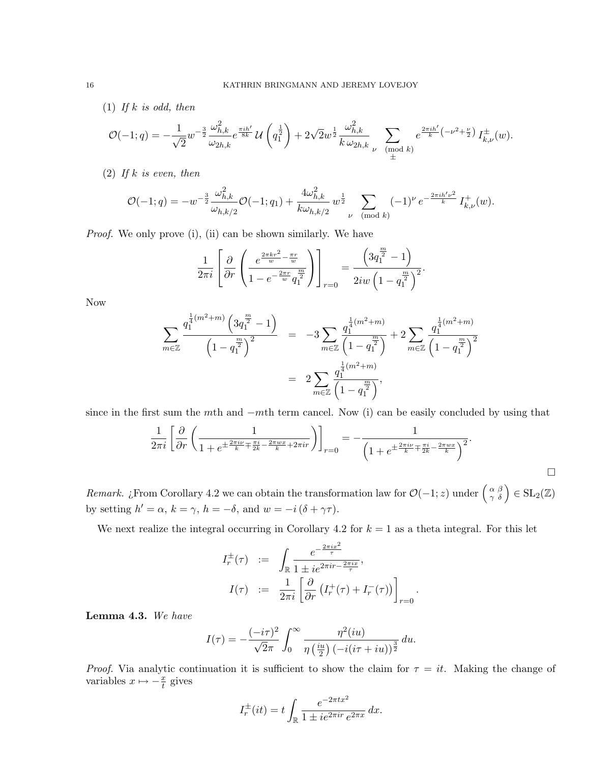(1) *If $k$ is odd, then*

$$\mathcal{O}(-1;q) = -\frac{1}{\sqrt{2}} w^{-\frac{3}{2}} \frac{\omega_{h,k}^2}{\omega_{2h,k}} e^{\frac{\pi i h'}{8k}} \,\mathcal{U}\left(q_1^{\frac{1}{2}}\right) + 2\sqrt{2} w^{\frac{1}{2}} \frac{\omega_{h,k}^2}{k\,\omega_{2h,k}} \sum_{\substack{\nu \pmod k \\ \pm}} e^{\frac{2\pi i h'}{k}\left(-\nu^2 + \frac{\nu}{2}\right)} I_{k,\nu}^{\pm}(w).$$

(2) *If $k$ is even, then*

$$\mathcal{O}(-1;q) = -w^{-\frac{3}{2}} \frac{\omega_{h,k}^2}{\omega_{h,k/2}} \mathcal{O}(-1;q_1) + \frac{4\omega_{h,k}^2}{k\omega_{h,k/2}} w^{\frac{1}{2}} \sum_{\nu \pmod k} (-1)^{\nu} e^{-\frac{2\pi i h' \nu^2}{k}} I_{k,\nu}^{+}(w).$$

*Proof.* We only prove (i), (ii) can be shown similarly. We have

$$\frac{1}{2\pi i}\left[\frac{\partial}{\partial r}\left(\frac{e^{\frac{2\pi k r^2}{w} - \frac{\pi r}{w}}}{1 - e^{-\frac{2\pi r}{w}} q_1^{\frac{m}{2}}}\right)\right]_{r=0} = \frac{\left(3q_1^{\frac{m}{2}} - 1\right)}{2iw\left(1 - q_1^{\frac{m}{2}}\right)^2}.$$

Now

$$\begin{aligned}
\sum_{m\in\mathbb{Z}} \frac{q_1^{\frac{1}{4}(m^2+m)}\left(3q_1^{\frac{m}{2}} - 1\right)}{\left(1 - q_1^{\frac{m}{2}}\right)^2} &= -3\sum_{m\in\mathbb{Z}} \frac{q_1^{\frac{1}{4}(m^2+m)}}{\left(1 - q_1^{\frac{m}{2}}\right)} + 2\sum_{m\in\mathbb{Z}} \frac{q_1^{\frac{1}{4}(m^2+m)}}{\left(1 - q_1^{\frac{m}{2}}\right)^2} \\
&= 2\sum_{m\in\mathbb{Z}} \frac{q_1^{\frac{1}{4}(m^2+m)}}{\left(1 - q_1^{\frac{m}{2}}\right)},
\end{aligned}$$

since in the first sum the $m$th and $-m$th term cancel. Now (i) can be easily concluded by using that

$$\frac{1}{2\pi i}\left[\frac{\partial}{\partial r}\left(\frac{1}{1 + e^{\pm\frac{2\pi i \nu}{k} \mp \frac{\pi i}{2k} - \frac{2\pi w x}{k} + 2\pi i r}}\right)\right]_{r=0} = -\frac{1}{\left(1 + e^{\pm\frac{2\pi i \nu}{k} \mp \frac{\pi i}{2k} - \frac{2\pi w x}{k}}\right)^2}.$$

$\square$

*Remark.* ¿From Corollary 4.2 we can obtain the transformation law for $\mathcal{O}(-1;z)$ under $\left(\begin{smallmatrix} \alpha & \beta \\ \gamma & \delta \end{smallmatrix}\right) \in \mathrm{SL}_2(\mathbb{Z})$ by setting $h' = \alpha$, $k = \gamma$, $h = -\delta$, and $w = -i\left(\delta + \gamma\tau\right)$.

We next realize the integral occurring in Corollary 4.2 for $k = 1$ as a theta integral. For this let

$$\begin{aligned}
I_r^{\pm}(\tau) &:= \int_{\mathbb{R}} \frac{e^{-\frac{2\pi i x^2}{\tau}}}{1 \pm i e^{2\pi i r - \frac{2\pi i x}{\tau}}}, \\
I(\tau) &:= \frac{1}{2\pi i}\left[\frac{\partial}{\partial r}\left(I_r^{+}(\tau) + I_r^{-}(\tau)\right)\right]_{r=0}.
\end{aligned}$$

**Lemma 4.3.** *We have*

$$I(\tau) = -\frac{(-i\tau)^2}{\sqrt{2}\pi}\int_0^{\infty} \frac{\eta^2(iu)}{\eta\left(\frac{iu}{2}\right)\left(-i(i\tau + iu)\right)^{\frac{3}{2}}}\,du.$$

*Proof.* Via analytic continuation it is sufficient to show the claim for $\tau = it$. Making the change of variables $x \mapsto -\frac{x}{t}$ gives

$$I_r^{\pm}(it) = t\int_{\mathbb{R}} \frac{e^{-2\pi t x^2}}{1 \pm i e^{2\pi i r}\, e^{2\pi x}}\,dx.$$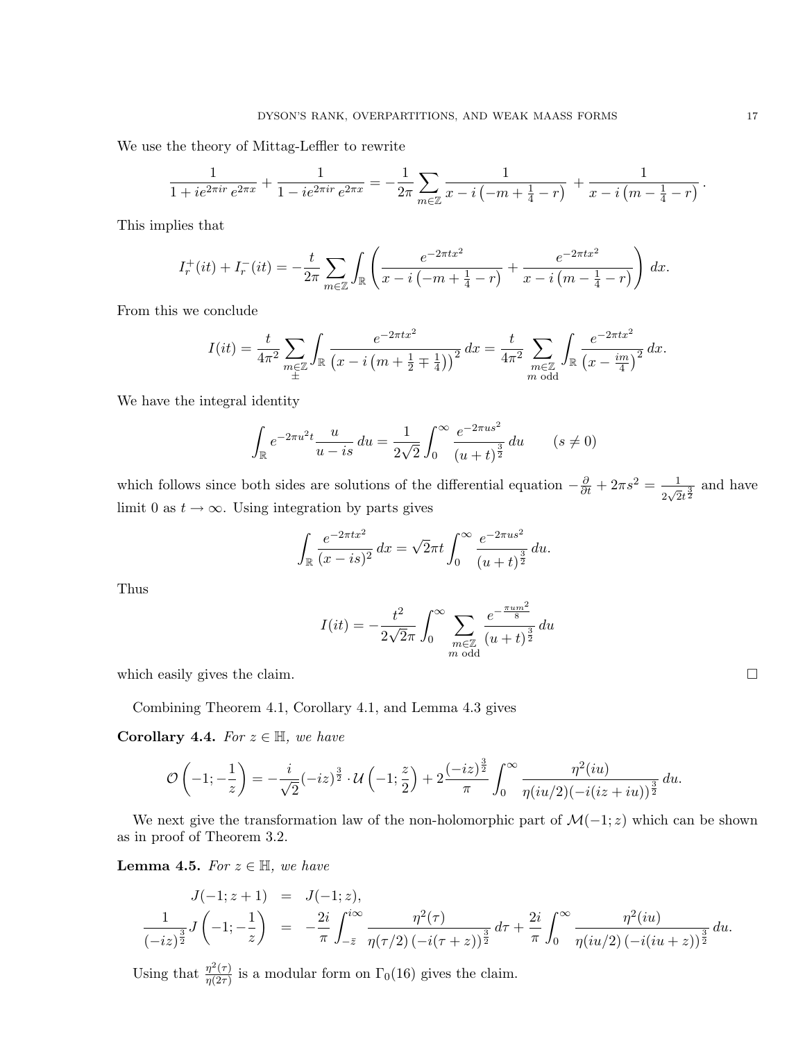We use the theory of Mittag-Leffler to rewrite

$$\frac{1}{1+ie^{2\pi ir}\,e^{2\pi x}}+\frac{1}{1-ie^{2\pi ir}\,e^{2\pi x}}=-\frac{1}{2\pi}\sum_{m\in\mathbb{Z}}\frac{1}{x-i\left(-m+\frac{1}{4}-r\right)}+\frac{1}{x-i\left(m-\frac{1}{4}-r\right)}.$$

This implies that

$$I_r^+(it)+I_r^-(it)=-\frac{t}{2\pi}\sum_{m\in\mathbb{Z}}\int_{\mathbb{R}}\left(\frac{e^{-2\pi tx^2}}{x-i\left(-m+\frac{1}{4}-r\right)}+\frac{e^{-2\pi tx^2}}{x-i\left(m-\frac{1}{4}-r\right)}\right)dx.$$

From this we conclude

$$I(it)=\frac{t}{4\pi^2}\sum_{\substack{m\in\mathbb{Z}\\ \pm}}\int_{\mathbb{R}}\frac{e^{-2\pi tx^2}}{\left(x-i\left(m+\frac{1}{2}\mp\frac{1}{4}\right)\right)^2}\,dx=\frac{t}{4\pi^2}\sum_{\substack{m\in\mathbb{Z}\\ m\text{ odd}}}\int_{\mathbb{R}}\frac{e^{-2\pi tx^2}}{\left(x-\frac{im}{4}\right)^2}\,dx.$$

We have the integral identity

$$\int_{\mathbb{R}}e^{-2\pi u^2t}\frac{u}{u-is}\,du=\frac{1}{2\sqrt{2}}\int_0^\infty\frac{e^{-2\pi us^2}}{(u+t)^{\frac{3}{2}}}\,du\qquad(s\neq 0)$$

which follows since both sides are solutions of the differential equation $-\frac{\partial}{\partial t}+2\pi s^2=\frac{1}{2\sqrt{2}t^{\frac{3}{2}}}$ and have limit 0 as $t\to\infty$. Using integration by parts gives

$$\int_{\mathbb{R}}\frac{e^{-2\pi tx^2}}{(x-is)^2}\,dx=\sqrt{2}\pi t\int_0^\infty\frac{e^{-2\pi us^2}}{(u+t)^{\frac{3}{2}}}\,du.$$

Thus

$$I(it)=-\frac{t^2}{2\sqrt{2}\pi}\int_0^\infty\sum_{\substack{m\in\mathbb{Z}\\ m\text{ odd}}}\frac{e^{-\frac{\pi um^2}{8}}}{(u+t)^{\frac{3}{2}}}\,du$$

which easily gives the claim. $\square$

Combining Theorem 4.1, Corollary 4.1, and Lemma 4.3 gives

**Corollary 4.4.** *For $z\in\mathbb{H}$, we have*

$$\mathcal{O}\left(-1;-\frac{1}{z}\right)=-\frac{i}{\sqrt{2}}(-iz)^{\frac{3}{2}}\cdot\mathcal{U}\left(-1;\frac{z}{2}\right)+2\frac{(-iz)^{\frac{3}{2}}}{\pi}\int_0^\infty\frac{\eta^2(iu)}{\eta(iu/2)(-i(iz+iu))^{\frac{3}{2}}}\,du.$$

We next give the transformation law of the non-holomorphic part of $\mathcal{M}(-1;z)$ which can be shown as in proof of Theorem 3.2.

**Lemma 4.5.** *For $z\in\mathbb{H}$, we have*

$$\begin{aligned}J(-1;z+1)&=J(-1;z),\\ \frac{1}{(-iz)^{\frac{3}{2}}}J\left(-1;-\frac{1}{z}\right)&=-\frac{2i}{\pi}\int_{-\bar{z}}^{i\infty}\frac{\eta^2(\tau)}{\eta(\tau/2)\,(-i(\tau+z))^{\frac{3}{2}}}\,d\tau+\frac{2i}{\pi}\int_0^\infty\frac{\eta^2(iu)}{\eta(iu/2)\,(-i(iu+z))^{\frac{3}{2}}}\,du.\end{aligned}$$

Using that $\frac{\eta^2(\tau)}{\eta(2\tau)}$ is a modular form on $\Gamma_0(16)$ gives the claim.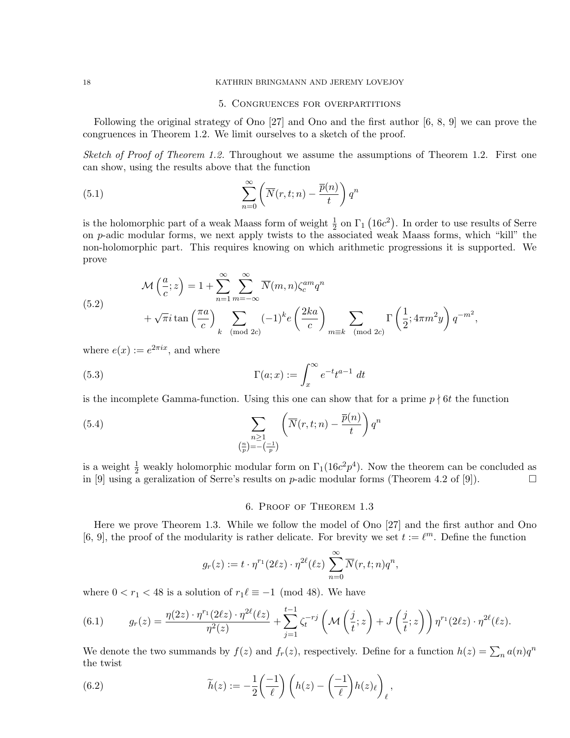## 5. Congruences for overpartitions

Following the original strategy of Ono [27] and Ono and the first author [6, 8, 9] we can prove the congruences in Theorem 1.2. We limit ourselves to a sketch of the proof.

*Sketch of Proof of Theorem 1.2.* Throughout we assume the assumptions of Theorem 1.2. First one can show, using the results above that the function

$$\sum_{n=0}^{\infty} \left( \overline{N}(r,t;n) - \frac{\overline{p}(n)}{t} \right) q^n \tag{5.1}$$

is the holomorphic part of a weak Maass form of weight $\frac{1}{2}$ on $\Gamma_1\left(16c^2\right)$. In order to use results of Serre on $p$-adic modular forms, we next apply twists to the associated weak Maass forms, which "kill" the non-holomorphic part. This requires knowing on which arithmetic progressions it is supported. We prove

$$\begin{aligned} \mathcal{M}\left(\frac{a}{c};z\right) &= 1 + \sum_{n=1}^{\infty} \sum_{m=-\infty}^{\infty} \overline{N}(m,n) \zeta_c^{am} q^n \\ &+ \sqrt{\pi} i \tan\left(\frac{\pi a}{c}\right) \sum_{k \pmod{2c}} (-1)^k e\left(\frac{2ka}{c}\right) \sum_{m \equiv k \pmod{2c}} \Gamma\left(\frac{1}{2}; 4\pi m^2 y\right) q^{-m^2}, \end{aligned} \tag{5.2}$$

where $e(x) := e^{2\pi i x}$, and where

$$\Gamma(a;x) := \int_x^{\infty} e^{-t} t^{a-1} \, dt \tag{5.3}$$

is the incomplete Gamma-function. Using this one can show that for a prime $p \nmid 6t$ the function

$$\sum_{\substack{n \geq 1 \\ \left(\frac{n}{p}\right) = -\left(\frac{-1}{p}\right)}} \left( \overline{N}(r,t;n) - \frac{\overline{p}(n)}{t} \right) q^n \tag{5.4}$$

is a weight $\frac{1}{2}$ weakly holomorphic modular form on $\Gamma_1(16c^2p^4)$. Now the theorem can be concluded as in [9] using a geralization of Serre's results on $p$-adic modular forms (Theorem 4.2 of [9]). $\square$

## 6. Proof of Theorem 1.3

Here we prove Theorem 1.3. While we follow the model of Ono [27] and the first author and Ono [6, 9], the proof of the modularity is rather delicate. For brevity we set $t := \ell^m$. Define the function

$$g_r(z) := t \cdot \eta^{r_1}(2\ell z) \cdot \eta^{2\ell}(\ell z) \sum_{n=0}^{\infty} \overline{N}(r,t;n) q^n,$$

where $0 < r_1 < 48$ is a solution of $r_1 \ell \equiv -1 \pmod{48}$. We have

$$g_r(z) = \frac{\eta(2z) \cdot \eta^{r_1}(2\ell z) \cdot \eta^{2\ell}(\ell z)}{\eta^2(z)} + \sum_{j=1}^{t-1} \zeta_t^{-rj} \left( \mathcal{M}\left(\frac{j}{t};z\right) + J\left(\frac{j}{t};z\right) \right) \eta^{r_1}(2\ell z) \cdot \eta^{2\ell}(\ell z). \tag{6.1}$$

We denote the two summands by $f(z)$ and $f_r(z)$, respectively. Define for a function $h(z) = \sum_n a(n) q^n$ the twist

$$\widetilde{h}(z) := -\frac{1}{2} \left(\frac{-1}{\ell}\right) \left( h(z) - \left(\frac{-1}{\ell}\right) h(z)_\ell \right)_\ell, \tag{6.2}$$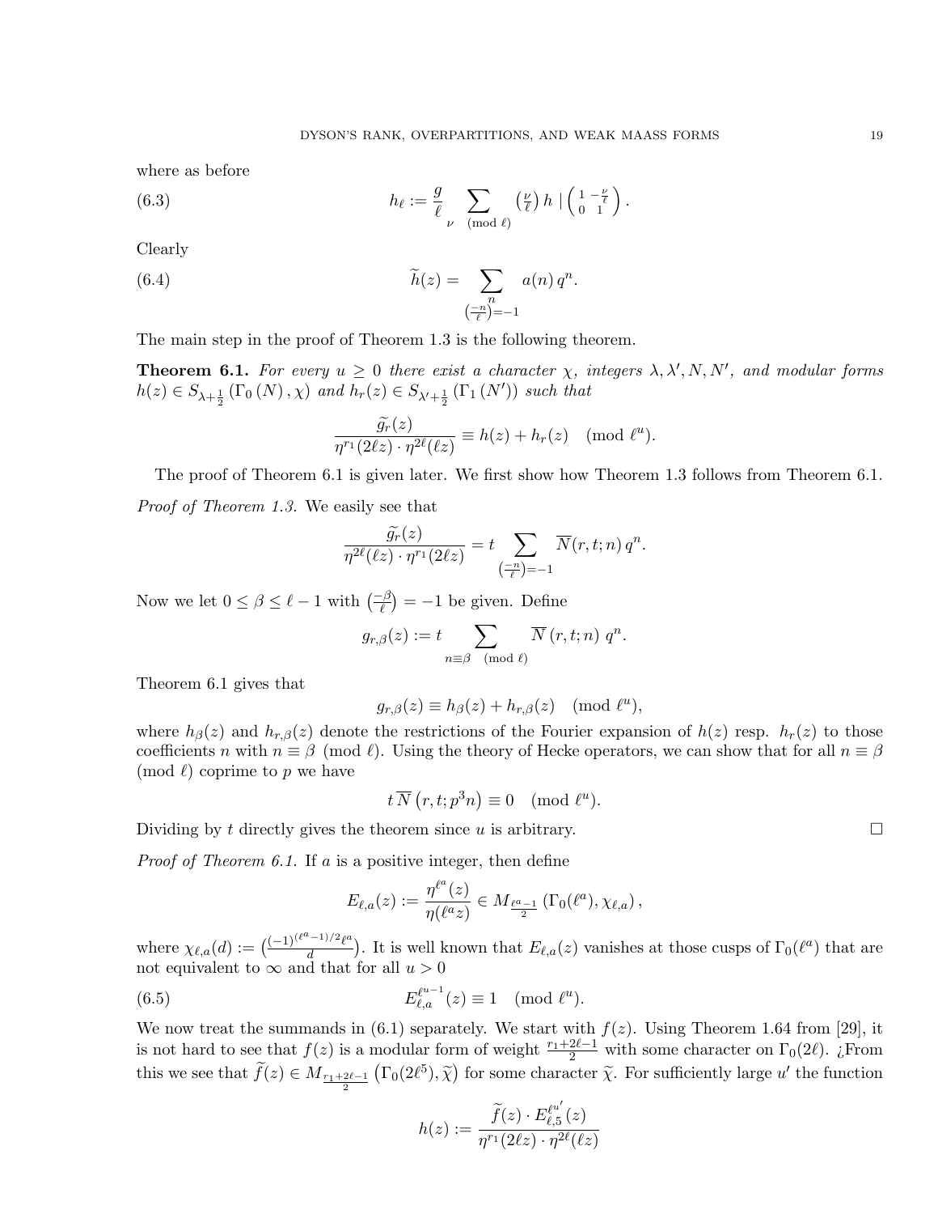where as before

$$h_\ell := \frac{g}{\ell} \sum_{\nu \pmod{\ell}} \left(\tfrac{\nu}{\ell}\right) h \mid \left(\begin{smallmatrix} 1 & -\frac{\nu}{\ell} \\ 0 & 1 \end{smallmatrix}\right). \tag{6.3}$$

Clearly

$$\widetilde{h}(z) = \sum_{\substack{n \\ \left(\frac{-n}{\ell}\right)=-1}} a(n)\, q^n. \tag{6.4}$$

The main step in the proof of Theorem 1.3 is the following theorem.

**Theorem 6.1.** *For every $u \geq 0$ there exist a character $\chi$, integers $\lambda, \lambda', N, N'$, and modular forms $h(z) \in S_{\lambda+\frac{1}{2}}\left(\Gamma_0\left(N\right), \chi\right)$ and $h_r(z) \in S_{\lambda'+\frac{1}{2}}\left(\Gamma_1\left(N'\right)\right)$ such that*

$$\frac{\widetilde{g_r}(z)}{\eta^{r_1}(2\ell z)\cdot \eta^{2\ell}(\ell z)} \equiv h(z) + h_r(z) \pmod{\ell^u}.$$

The proof of Theorem 6.1 is given later. We first show how Theorem 1.3 follows from Theorem 6.1.

*Proof of Theorem 1.3.* We easily see that

$$\frac{\widetilde{g_r}(z)}{\eta^{2\ell}(\ell z)\cdot \eta^{r_1}(2\ell z)} = t \sum_{\left(\frac{-n}{\ell}\right)=-1} \overline{N}(r,t;n)\, q^n.$$

Now we let $0 \leq \beta \leq \ell - 1$ with $\left(\frac{-\beta}{\ell}\right) = -1$ be given. Define

$$g_{r,\beta}(z) := t \sum_{n \equiv \beta \pmod{\ell}} \overline{N}\left(r, t; n\right)\, q^n.$$

Theorem 6.1 gives that

$$g_{r,\beta}(z) \equiv h_\beta(z) + h_{r,\beta}(z) \pmod{\ell^u},$$

where $h_\beta(z)$ and $h_{r,\beta}(z)$ denote the restrictions of the Fourier expansion of $h(z)$ resp. $h_r(z)$ to those coefficients $n$ with $n \equiv \beta \pmod{\ell}$. Using the theory of Hecke operators, we can show that for all $n \equiv \beta \pmod{\ell}$ coprime to $p$ we have

$$t\,\overline{N}\left(r, t; p^3 n\right) \equiv 0 \pmod{\ell^u}.$$

Dividing by $t$ directly gives the theorem since $u$ is arbitrary. $\square$

*Proof of Theorem 6.1.* If $a$ is a positive integer, then define

$$E_{\ell,a}(z) := \frac{\eta^{\ell^a}(z)}{\eta(\ell^a z)} \in M_{\frac{\ell^a - 1}{2}}\left(\Gamma_0(\ell^a), \chi_{\ell,a}\right),$$

where $\chi_{\ell,a}(d) := \left(\frac{(-1)^{(\ell^a-1)/2}\ell^a}{d}\right)$. It is well known that $E_{\ell,a}(z)$ vanishes at those cusps of $\Gamma_0(\ell^a)$ that are not equivalent to $\infty$ and that for all $u > 0$

$$E_{\ell,a}^{\ell^{u-1}}(z) \equiv 1 \pmod{\ell^u}. \tag{6.5}$$

We now treat the summands in (6.1) separately. We start with $f(z)$. Using Theorem 1.64 from [29], it is not hard to see that $f(z)$ is a modular form of weight $\frac{r_1+2\ell-1}{2}$ with some character on $\Gamma_0(2\ell)$. ¿From this we see that $\widetilde{f}(z) \in M_{\frac{r_1+2\ell-1}{2}}\left(\Gamma_0(2\ell^5), \widetilde{\chi}\right)$ for some character $\widetilde{\chi}$. For sufficiently large $u'$ the function

$$h(z) := \frac{\widetilde{f}(z)\cdot E_{\ell,5}^{\ell^{u'}}(z)}{\eta^{r_1}(2\ell z)\cdot \eta^{2\ell}(\ell z)}$$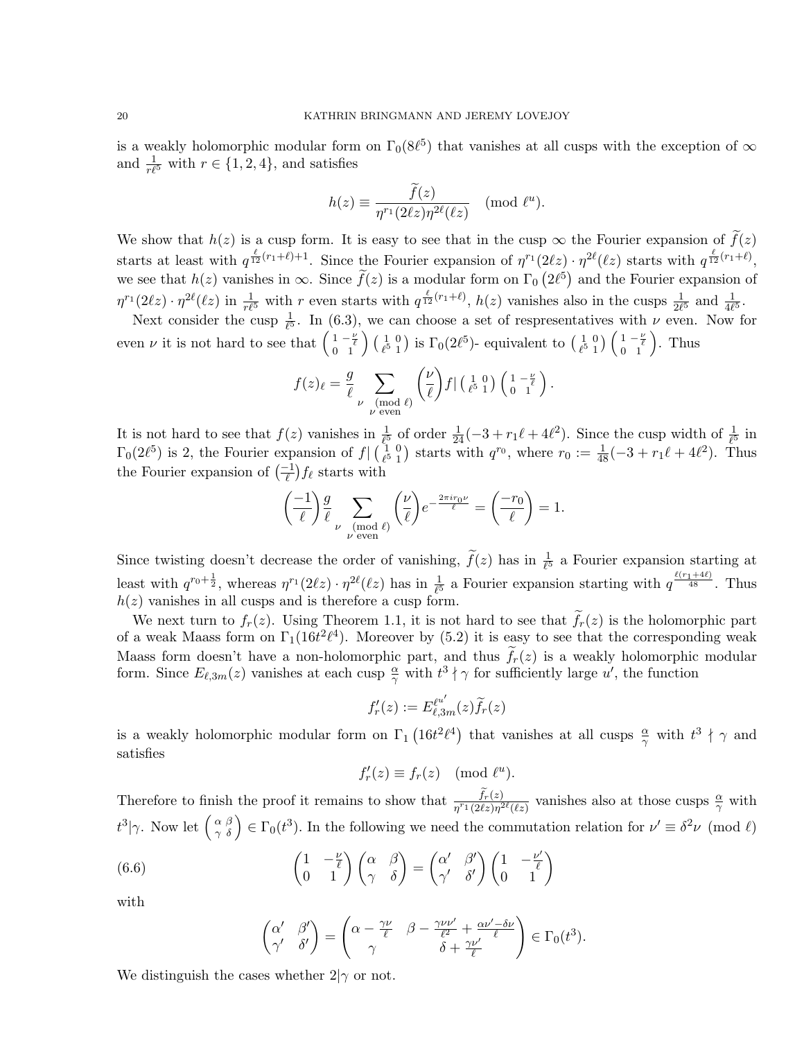is a weakly holomorphic modular form on $\Gamma_0(8\ell^5)$ that vanishes at all cusps with the exception of $\infty$ and $\frac{1}{r\ell^5}$ with $r \in \{1,2,4\}$, and satisfies

$$h(z) \equiv \frac{\widetilde{f}(z)}{\eta^{r_1}(2\ell z)\eta^{2\ell}(\ell z)} \pmod{\ell^u}.$$

We show that $h(z)$ is a cusp form. It is easy to see that in the cusp $\infty$ the Fourier expansion of $\widetilde{f}(z)$ starts at least with $q^{\frac{\ell}{12}(r_1+\ell)+1}$. Since the Fourier expansion of $\eta^{r_1}(2\ell z)\cdot\eta^{2\ell}(\ell z)$ starts with $q^{\frac{\ell}{12}(r_1+\ell)}$, we see that $h(z)$ vanishes in $\infty$. Since $\widetilde{f}(z)$ is a modular form on $\Gamma_0\left(2\ell^5\right)$ and the Fourier expansion of $\eta^{r_1}(2\ell z)\cdot\eta^{2\ell}(\ell z)$ in $\frac{1}{r\ell^5}$ with $r$ even starts with $q^{\frac{\ell}{12}(r_1+\ell)}$, $h(z)$ vanishes also in the cusps $\frac{1}{2\ell^5}$ and $\frac{1}{4\ell^5}$.

Next consider the cusp $\frac{1}{\ell^5}$. In (6.3), we can choose a set of respresentatives with $\nu$ even. Now for even $\nu$ it is not hard to see that $\left(\begin{smallmatrix} 1 & -\frac{\nu}{\ell} \\ 0 & 1\end{smallmatrix}\right)\left(\begin{smallmatrix} 1 & 0 \\ \ell^5 & 1\end{smallmatrix}\right)$ is $\Gamma_0(2\ell^5)$- equivalent to $\left(\begin{smallmatrix} 1 & 0 \\ \ell^5 & 1\end{smallmatrix}\right)\left(\begin{smallmatrix} 1 & -\frac{\nu}{\ell} \\ 0 & 1\end{smallmatrix}\right)$. Thus

$$f(z)_\ell = \frac{g}{\ell}\sum_{\substack{\nu \pmod{\ell}\\ \nu \text{ even}}}\left(\frac{\nu}{\ell}\right) f|\left(\begin{smallmatrix} 1 & 0 \\ \ell^5 & 1\end{smallmatrix}\right)\left(\begin{smallmatrix} 1 & -\frac{\nu}{\ell} \\ 0 & 1\end{smallmatrix}\right).$$

It is not hard to see that $f(z)$ vanishes in $\frac{1}{\ell^5}$ of order $\frac{1}{24}(-3+r_1\ell+4\ell^2)$. Since the cusp width of $\frac{1}{\ell^5}$ in $\Gamma_0(2\ell^5)$ is 2, the Fourier expansion of $f|\left(\begin{smallmatrix} 1 & 0 \\ \ell^5 & 1\end{smallmatrix}\right)$ starts with $q^{r_0}$, where $r_0 := \frac{1}{48}(-3+r_1\ell+4\ell^2)$. Thus the Fourier expansion of $\left(\frac{-1}{\ell}\right)f_\ell$ starts with

$$\left(\frac{-1}{\ell}\right)\frac{g}{\ell}\sum_{\substack{\nu \pmod{\ell}\\ \nu \text{ even}}}\left(\frac{\nu}{\ell}\right)e^{-\frac{2\pi i r_0 \nu}{\ell}} = \left(\frac{-r_0}{\ell}\right) = 1.$$

Since twisting doesn't decrease the order of vanishing, $\widetilde{f}(z)$ has in $\frac{1}{\ell^5}$ a Fourier expansion starting at least with $q^{r_0+\frac{1}{2}}$, whereas $\eta^{r_1}(2\ell z)\cdot\eta^{2\ell}(\ell z)$ has in $\frac{1}{\ell^5}$ a Fourier expansion starting with $q^{\frac{\ell(r_1+4\ell)}{48}}$. Thus $h(z)$ vanishes in all cusps and is therefore a cusp form.

We next turn to $f_r(z)$. Using Theorem 1.1, it is not hard to see that $\widetilde{f}_r(z)$ is the holomorphic part of a weak Maass form on $\Gamma_1(16t^2\ell^4)$. Moreover by (5.2) it is easy to see that the corresponding weak Maass form doesn't have a non-holomorphic part, and thus $\widetilde{f}_r(z)$ is a weakly holomorphic modular form. Since $E_{\ell,3m}(z)$ vanishes at each cusp $\frac{\alpha}{\gamma}$ with $t^3 \nmid \gamma$ for sufficiently large $u'$, the function

$$f_r'(z) := E_{\ell,3m}^{\ell^{u'}}(z)\widetilde{f}_r(z)$$

is a weakly holomorphic modular form on $\Gamma_1\left(16t^2\ell^4\right)$ that vanishes at all cusps $\frac{\alpha}{\gamma}$ with $t^3 \nmid \gamma$ and satisfies

$$f_r'(z) \equiv f_r(z) \pmod{\ell^u}.$$

Therefore to finish the proof it remains to show that $\frac{\widetilde{f}_r(z)}{\eta^{r_1}(2\ell z)\eta^{2\ell}(\ell z)}$ vanishes also at those cusps $\frac{\alpha}{\gamma}$ with $t^3|\gamma$. Now let $\left(\begin{smallmatrix} \alpha & \beta \\ \gamma & \delta\end{smallmatrix}\right) \in \Gamma_0(t^3)$. In the following we need the commutation relation for $\nu' \equiv \delta^2\nu \pmod{\ell}$

$$\begin{pmatrix} 1 & -\frac{\nu}{\ell} \\ 0 & 1\end{pmatrix}\begin{pmatrix} \alpha & \beta \\ \gamma & \delta\end{pmatrix} = \begin{pmatrix} \alpha' & \beta' \\ \gamma' & \delta'\end{pmatrix}\begin{pmatrix} 1 & -\frac{\nu'}{\ell} \\ 0 & 1\end{pmatrix} \tag{6.6}$$

with

$$\begin{pmatrix} \alpha' & \beta' \\ \gamma' & \delta'\end{pmatrix} = \begin{pmatrix} \alpha - \frac{\gamma\nu}{\ell} & \beta - \frac{\gamma\nu\nu'}{\ell^2} + \frac{\alpha\nu'-\delta\nu}{\ell} \\ \gamma & \delta + \frac{\gamma\nu'}{\ell}\end{pmatrix} \in \Gamma_0(t^3).$$

We distinguish the cases whether $2|\gamma$ or not.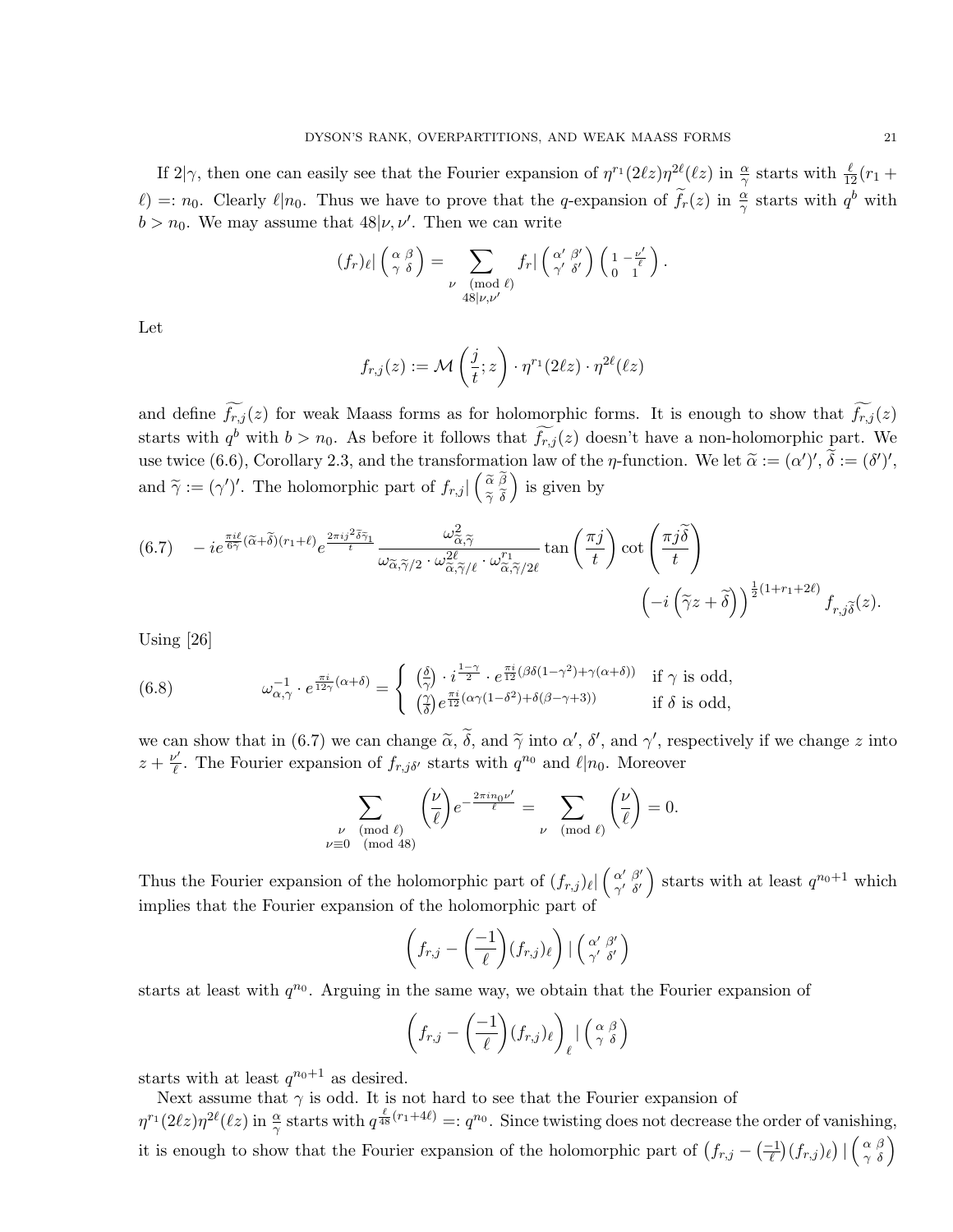If $2|\gamma$, then one can easily see that the Fourier expansion of $\eta^{r_1}(2\ell z)\eta^{2\ell}(\ell z)$ in $\frac{\alpha}{\gamma}$ starts with $\frac{\ell}{12}(r_1 + \ell) =: n_0$. Clearly $\ell | n_0$. Thus we have to prove that the $q$-expansion of $\widetilde{f}_r(z)$ in $\frac{\alpha}{\gamma}$ starts with $q^b$ with $b > n_0$. We may assume that $48|\nu, \nu'$. Then we can write

$$(f_r)_\ell | \left(\begin{smallmatrix} \alpha & \beta \\ \gamma & \delta \end{smallmatrix}\right) = \sum_{\substack{\nu \pmod{\ell} \\ 48|\nu,\nu'}} f_r | \left(\begin{smallmatrix} \alpha' & \beta' \\ \gamma' & \delta' \end{smallmatrix}\right) \left(\begin{smallmatrix} 1 & -\frac{\nu'}{\ell} \\ 0 & 1 \end{smallmatrix}\right).$$

Let

$$f_{r,j}(z) := \mathcal{M}\left(\frac{j}{t}; z\right) \cdot \eta^{r_1}(2\ell z) \cdot \eta^{2\ell}(\ell z)$$

and define $\widetilde{f_{r,j}}(z)$ for weak Maass forms as for holomorphic forms. It is enough to show that $\widetilde{f_{r,j}}(z)$ starts with $q^b$ with $b > n_0$. As before it follows that $\widetilde{f_{r,j}}(z)$ doesn't have a non-holomorphic part. We use twice (6.6), Corollary 2.3, and the transformation law of the $\eta$-function. We let $\widetilde{\alpha} := (\alpha')'$, $\widetilde{\delta} := (\delta')'$, and $\widetilde{\gamma} := (\gamma')'$. The holomorphic part of $f_{r,j} | \left(\begin{smallmatrix} \widetilde{\alpha} & \widetilde{\beta} \\ \widetilde{\gamma} & \widetilde{\delta} \end{smallmatrix}\right)$ is given by

$$(6.7) \quad -ie^{\frac{\pi i \ell}{6\widetilde{\gamma}}(\widetilde{\alpha}+\widetilde{\delta})(r_1+\ell)} e^{\frac{2\pi i j^2 \widetilde{\delta} \widetilde{\gamma}_1}{t}} \frac{\omega^2_{\widetilde{\alpha},\widetilde{\gamma}}}{\omega_{\widetilde{\alpha},\widetilde{\gamma}/2} \cdot \omega^{2\ell}_{\widetilde{\alpha},\widetilde{\gamma}/\ell} \cdot \omega^{r_1}_{\widetilde{\alpha},\widetilde{\gamma}/2\ell}} \tan\left(\frac{\pi j}{t}\right) \cot\left(\frac{\pi j \widetilde{\delta}}{t}\right) \left(-i\left(\widetilde{\gamma} z + \widetilde{\delta}\right)\right)^{\frac{1}{2}(1+r_1+2\ell)} f_{r,j\widetilde{\delta}}(z).$$

Using [26]

$$(6.8) \qquad \omega^{-1}_{\alpha,\gamma} \cdot e^{\frac{\pi i}{12\gamma}(\alpha+\delta)} = \begin{cases} \left(\frac{\delta}{\gamma}\right) \cdot i^{\frac{1-\gamma}{2}} \cdot e^{\frac{\pi i}{12}(\beta\delta(1-\gamma^2)+\gamma(\alpha+\delta))} & \text{if } \gamma \text{ is odd}, \\ \left(\frac{\gamma}{\delta}\right) e^{\frac{\pi i}{12}(\alpha\gamma(1-\delta^2)+\delta(\beta-\gamma+3))} & \text{if } \delta \text{ is odd}, \end{cases}$$

we can show that in (6.7) we can change $\widetilde{\alpha}$, $\widetilde{\delta}$, and $\widetilde{\gamma}$ into $\alpha'$, $\delta'$, and $\gamma'$, respectively if we change $z$ into $z + \frac{\nu'}{\ell}$. The Fourier expansion of $f_{r,j\delta'}$ starts with $q^{n_0}$ and $\ell | n_0$. Moreover

$$\sum_{\substack{\nu \pmod{\ell} \\ \nu \equiv 0 \pmod{48}}} \left(\frac{\nu}{\ell}\right) e^{-\frac{2\pi i n_0 \nu'}{\ell}} = \sum_{\nu \pmod{\ell}} \left(\frac{\nu}{\ell}\right) = 0.$$

Thus the Fourier expansion of the holomorphic part of $(f_{r,j})_\ell | \left(\begin{smallmatrix} \alpha' & \beta' \\ \gamma' & \delta' \end{smallmatrix}\right)$ starts with at least $q^{n_0+1}$ which implies that the Fourier expansion of the holomorphic part of

$$\left(f_{r,j} - \left(\frac{-1}{\ell}\right)(f_{r,j})_\ell\right) | \left(\begin{smallmatrix} \alpha' & \beta' \\ \gamma' & \delta' \end{smallmatrix}\right)$$

starts at least with $q^{n_0}$. Arguing in the same way, we obtain that the Fourier expansion of

$$\left(f_{r,j} - \left(\frac{-1}{\ell}\right)(f_{r,j})_\ell\right)_\ell | \left(\begin{smallmatrix} \alpha & \beta \\ \gamma & \delta \end{smallmatrix}\right)$$

starts with at least $q^{n_0+1}$ as desired.

Next assume that $\gamma$ is odd. It is not hard to see that the Fourier expansion of $\eta^{r_1}(2\ell z)\eta^{2\ell}(\ell z)$ in $\frac{\alpha}{\gamma}$ starts with $q^{\frac{\ell}{48}(r_1+4\ell)} =: q^{n_0}$. Since twisting does not decrease the order of vanishing, it is enough to show that the Fourier expansion of the holomorphic part of $\left(f_{r,j} - \left(\frac{-1}{\ell}\right)(f_{r,j})_\ell\right) | \left(\begin{smallmatrix} \alpha & \beta \\ \gamma & \delta \end{smallmatrix}\right)$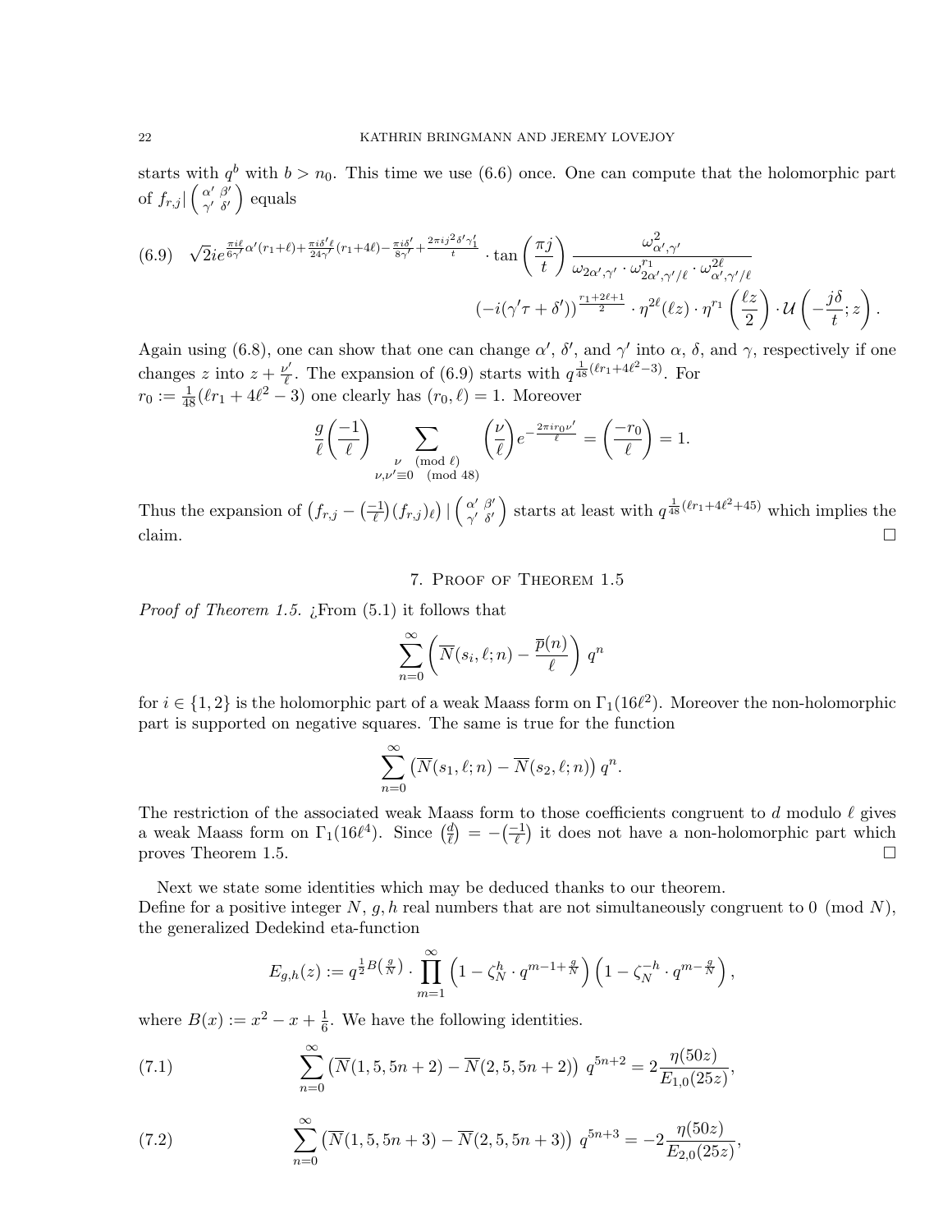starts with $q^b$ with $b > n_0$. This time we use (6.6) once. One can compute that the holomorphic part of $f_{r,j}|\left(\begin{smallmatrix}\alpha' & \beta'\\ \gamma' & \delta'\end{smallmatrix}\right)$ equals

$$
\begin{aligned}
(6.9)\quad \sqrt{2}ie^{\frac{\pi i\ell}{6\gamma'}\alpha'(r_1+\ell)+\frac{\pi i\delta'\ell}{24\gamma'}(r_1+4\ell)-\frac{\pi i\delta'}{8\gamma'}+\frac{2\pi i j^2\delta'\gamma_1'}{t}}\cdot \tan\left(\frac{\pi j}{t}\right)\frac{\omega^2_{\alpha',\gamma'}}{\omega_{2\alpha',\gamma'}\cdot\omega^{r_1}_{2\alpha',\gamma'/\ell}\cdot\omega^{2\ell}_{\alpha',\gamma'/\ell}}\\
(-i(\gamma'\tau+\delta'))^{\frac{r_1+2\ell+1}{2}}\cdot\eta^{2\ell}(\ell z)\cdot\eta^{r_1}\left(\frac{\ell z}{2}\right)\cdot\mathcal{U}\left(-\frac{j\delta}{t};z\right).
\end{aligned}
$$

Again using (6.8), one can show that one can change $\alpha'$, $\delta'$, and $\gamma'$ into $\alpha$, $\delta$, and $\gamma$, respectively if one changes $z$ into $z+\frac{\nu'}{\ell}$. The expansion of (6.9) starts with $q^{\frac{1}{48}(\ell r_1+4\ell^2-3)}$. For $r_0 := \frac{1}{48}(\ell r_1+4\ell^2-3)$ one clearly has $(r_0,\ell)=1$. Moreover

$$
\frac{g}{\ell}\left(\frac{-1}{\ell}\right)\sum_{\substack{\nu \pmod{\ell}\\ \nu,\nu'\equiv 0 \pmod{48}}}\left(\frac{\nu}{\ell}\right)e^{-\frac{2\pi i r_0\nu'}{\ell}}=\left(\frac{-r_0}{\ell}\right)=1.
$$

Thus the expansion of $\left(f_{r,j}-\left(\frac{-1}{\ell}\right)(f_{r,j})_\ell\right)|\left(\begin{smallmatrix}\alpha' & \beta'\\ \gamma' & \delta'\end{smallmatrix}\right)$ starts at least with $q^{\frac{1}{48}(\ell r_1+4\ell^2+45)}$ which implies the claim. □

## 7. Proof of Theorem 1.5

*Proof of Theorem 1.5.* ¿From (5.1) it follows that

$$
\sum_{n=0}^{\infty}\left(\overline{N}(s_i,\ell;n)-\frac{\overline{p}(n)}{\ell}\right)q^n
$$

for $i\in\{1,2\}$ is the holomorphic part of a weak Maass form on $\Gamma_1(16\ell^2)$. Moreover the non-holomorphic part is supported on negative squares. The same is true for the function

$$
\sum_{n=0}^{\infty}\left(\overline{N}(s_1,\ell;n)-\overline{N}(s_2,\ell;n)\right)q^n.
$$

The restriction of the associated weak Maass form to those coefficients congruent to $d$ modulo $\ell$ gives a weak Maass form on $\Gamma_1(16\ell^4)$. Since $\left(\frac{d}{\ell}\right)=-\left(\frac{-1}{\ell}\right)$ it does not have a non-holomorphic part which proves Theorem 1.5. □

Next we state some identities which may be deduced thanks to our theorem.
Define for a positive integer $N$, $g,h$ real numbers that are not simultaneously congruent to $0 \pmod{N}$, the generalized Dedekind eta-function

$$
E_{g,h}(z) := q^{\frac{1}{2}B\left(\frac{g}{N}\right)}\cdot\prod_{m=1}^{\infty}\left(1-\zeta_N^h\cdot q^{m-1+\frac{g}{N}}\right)\left(1-\zeta_N^{-h}\cdot q^{m-\frac{g}{N}}\right),
$$

where $B(x):=x^2-x+\frac{1}{6}$. We have the following identities.

$$
\sum_{n=0}^{\infty}\left(\overline{N}(1,5,5n+2)-\overline{N}(2,5,5n+2)\right)q^{5n+2}=2\frac{\eta(50z)}{E_{1,0}(25z)}, \tag{7.1}
$$

$$
\sum_{n=0}^{\infty}\left(\overline{N}(1,5,5n+3)-\overline{N}(2,5,5n+3)\right)q^{5n+3}=-2\frac{\eta(50z)}{E_{2,0}(25z)}, \tag{7.2}
$$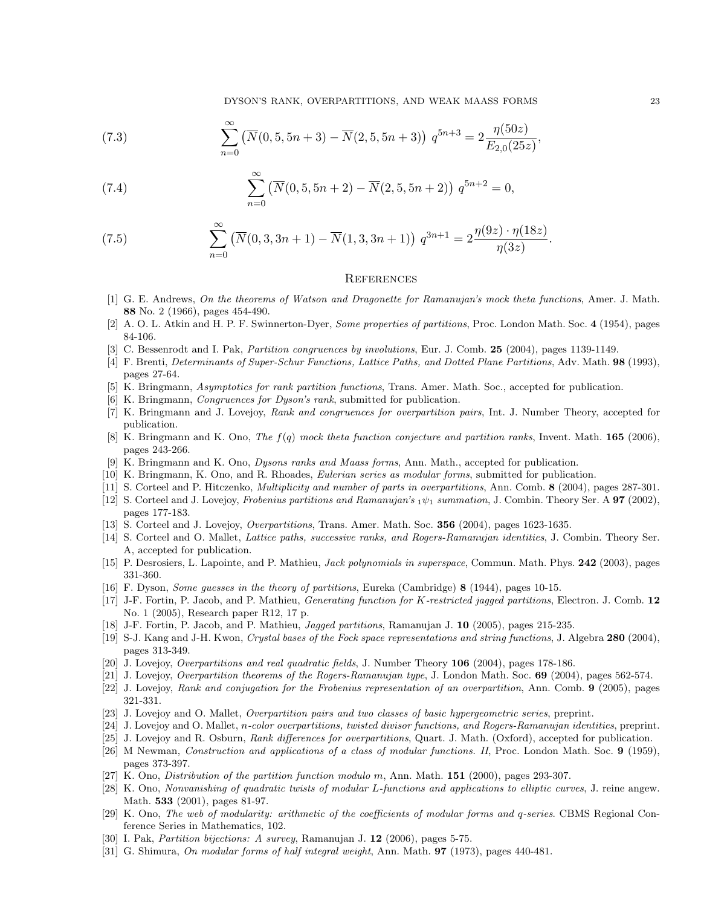$$\sum_{n=0}^{\infty} \left(\overline{N}(0,5,5n+3) - \overline{N}(2,5,5n+3)\right) \, q^{5n+3} = 2\frac{\eta(50z)}{E_{2,0}(25z)}, \tag{7.3}$$

$$\sum_{n=0}^{\infty} \left(\overline{N}(0,5,5n+2) - \overline{N}(2,5,5n+2)\right) \, q^{5n+2} = 0, \tag{7.4}$$

$$\sum_{n=0}^{\infty} \left(\overline{N}(0,3,3n+1) - \overline{N}(1,3,3n+1)\right) \, q^{3n+1} = 2\frac{\eta(9z) \cdot \eta(18z)}{\eta(3z)}. \tag{7.5}$$

## References

[1] G. E. Andrews, *On the theorems of Watson and Dragonette for Ramanujan's mock theta functions*, Amer. J. Math. **88** No. 2 (1966), pages 454-490.

[2] A. O. L. Atkin and H. P. F. Swinnerton-Dyer, *Some properties of partitions*, Proc. London Math. Soc. **4** (1954), pages 84-106.

[3] C. Bessenrodt and I. Pak, *Partition congruences by involutions*, Eur. J. Comb. **25** (2004), pages 1139-1149.

[4] F. Brenti, *Determinants of Super-Schur Functions, Lattice Paths, and Dotted Plane Partitions*, Adv. Math. **98** (1993), pages 27-64.

[5] K. Bringmann, *Asymptotics for rank partition functions*, Trans. Amer. Math. Soc., accepted for publication.

[6] K. Bringmann, *Congruences for Dyson's rank*, submitted for publication.

[7] K. Bringmann and J. Lovejoy, *Rank and congruences for overpartition pairs*, Int. J. Number Theory, accepted for publication.

[8] K. Bringmann and K. Ono, *The $f(q)$ mock theta function conjecture and partition ranks*, Invent. Math. **165** (2006), pages 243-266.

[9] K. Bringmann and K. Ono, *Dysons ranks and Maass forms*, Ann. Math., accepted for publication.

[10] K. Bringmann, K. Ono, and R. Rhoades, *Eulerian series as modular forms*, submitted for publication.

[11] S. Corteel and P. Hitczenko, *Multiplicity and number of parts in overpartitions*, Ann. Comb. **8** (2004), pages 287-301.

[12] S. Corteel and J. Lovejoy, *Frobenius partitions and Ramanujan's ${}_1\psi_1$ summation*, J. Combin. Theory Ser. A **97** (2002), pages 177-183.

[13] S. Corteel and J. Lovejoy, *Overpartitions*, Trans. Amer. Math. Soc. **356** (2004), pages 1623-1635.

[14] S. Corteel and O. Mallet, *Lattice paths, successive ranks, and Rogers-Ramanujan identities*, J. Combin. Theory Ser. A, accepted for publication.

[15] P. Desrosiers, L. Lapointe, and P. Mathieu, *Jack polynomials in superspace*, Commun. Math. Phys. **242** (2003), pages 331-360.

[16] F. Dyson, *Some guesses in the theory of partitions*, Eureka (Cambridge) **8** (1944), pages 10-15.

[17] J-F. Fortin, P. Jacob, and P. Mathieu, *Generating function for K-restricted jagged partitions*, Electron. J. Comb. **12** No. 1 (2005), Research paper R12, 17 p.

[18] J-F. Fortin, P. Jacob, and P. Mathieu, *Jagged partitions*, Ramanujan J. **10** (2005), pages 215-235.

[19] S-J. Kang and J-H. Kwon, *Crystal bases of the Fock space representations and string functions*, J. Algebra **280** (2004), pages 313-349.

[20] J. Lovejoy, *Overpartitions and real quadratic fields*, J. Number Theory **106** (2004), pages 178-186.

[21] J. Lovejoy, *Overpartition theorems of the Rogers-Ramanujan type*, J. London Math. Soc. **69** (2004), pages 562-574.

[22] J. Lovejoy, *Rank and conjugation for the Frobenius representation of an overpartition*, Ann. Comb. **9** (2005), pages 321-331.

[23] J. Lovejoy and O. Mallet, *Overpartition pairs and two classes of basic hypergeometric series*, preprint.

[24] J. Lovejoy and O. Mallet, *n-color overpartitions, twisted divisor functions, and Rogers-Ramanujan identities*, preprint.

[25] J. Lovejoy and R. Osburn, *Rank differences for overpartitions*, Quart. J. Math. (Oxford), accepted for publication.

[26] M Newman, *Construction and applications of a class of modular functions. II*, Proc. London Math. Soc. **9** (1959), pages 373-397.

[27] K. Ono, *Distribution of the partition function modulo m*, Ann. Math. **151** (2000), pages 293-307.

[28] K. Ono, *Nonvanishing of quadratic twists of modular L-functions and applications to elliptic curves*, J. reine angew. Math. **533** (2001), pages 81-97.

[29] K. Ono, *The web of modularity: arithmetic of the coefficients of modular forms and q-series*. CBMS Regional Conference Series in Mathematics, 102.

[30] I. Pak, *Partition bijections: A survey*, Ramanujan J. **12** (2006), pages 5-75.

[31] G. Shimura, *On modular forms of half integral weight*, Ann. Math. **97** (1973), pages 440-481.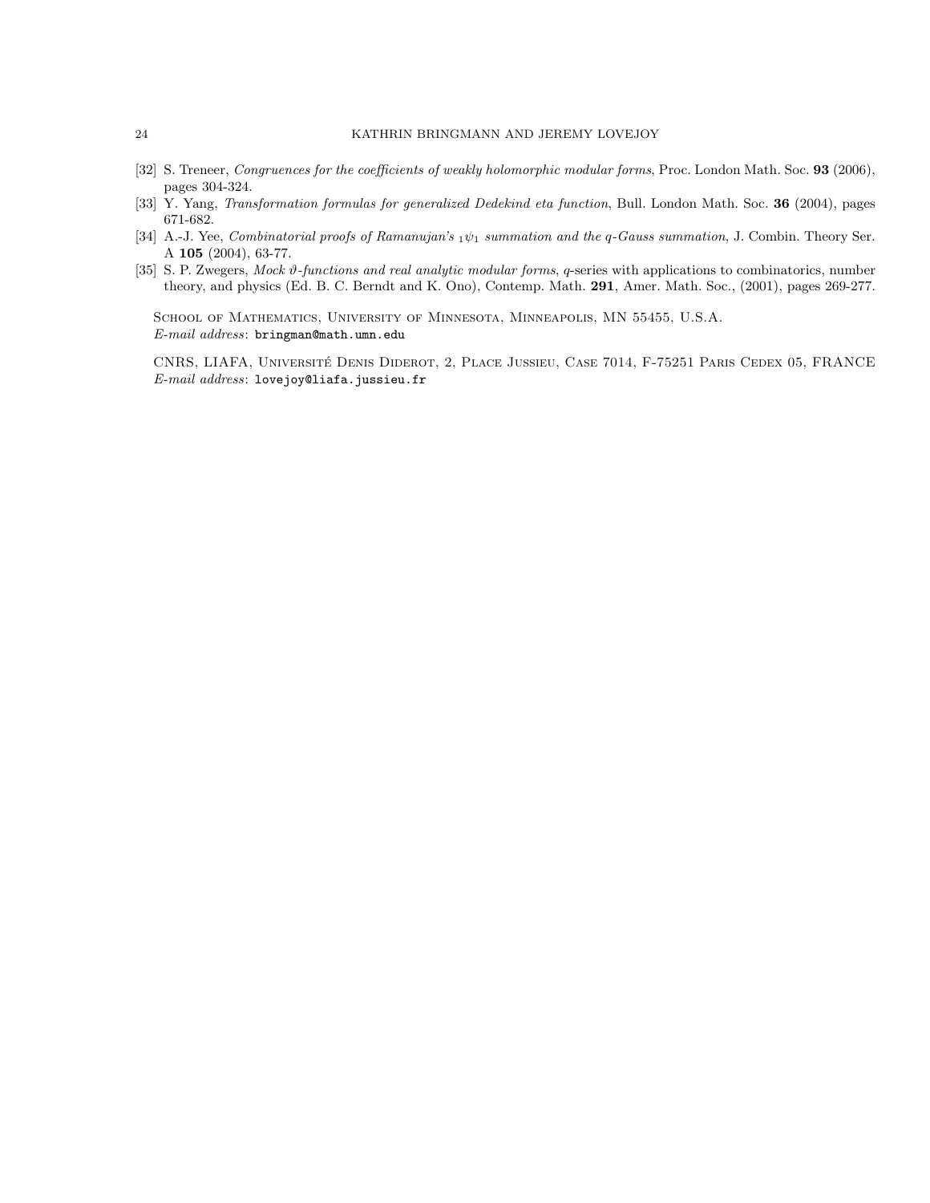[32] S. Treneer, *Congruences for the coefficients of weakly holomorphic modular forms*, Proc. London Math. Soc. **93** (2006), pages 304-324.

[33] Y. Yang, *Transformation formulas for generalized Dedekind eta function*, Bull. London Math. Soc. **36** (2004), pages 671-682.

[34] A.-J. Yee, *Combinatorial proofs of Ramanujan's* ${}_1\psi_1$ *summation and the q-Gauss summation*, J. Combin. Theory Ser. A **105** (2004), 63-77.

[35] S. P. Zwegers, *Mock* $\vartheta$*-functions and real analytic modular forms*, $q$-series with applications to combinatorics, number theory, and physics (Ed. B. C. Berndt and K. Ono), Contemp. Math. **291**, Amer. Math. Soc., (2001), pages 269-277.

School of Mathematics, University of Minnesota, Minneapolis, MN 55455, U.S.A.
*E-mail address*: bringman@math.umn.edu

CNRS, LIAFA, Université Denis Diderot, 2, Place Jussieu, Case 7014, F-75251 Paris Cedex 05, FRANCE
*E-mail address*: lovejoy@liafa.jussieu.fr